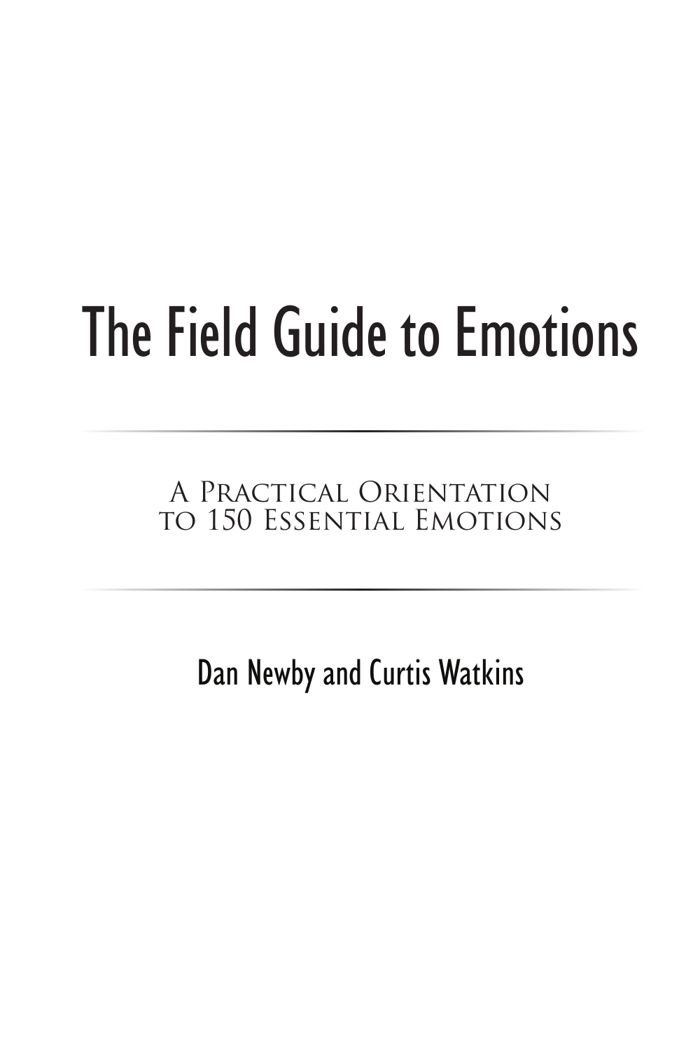# The Field Guide to Emotions

A Practical Orientation to 150 Essential Emotions

Dan Newby and Curtis Watkins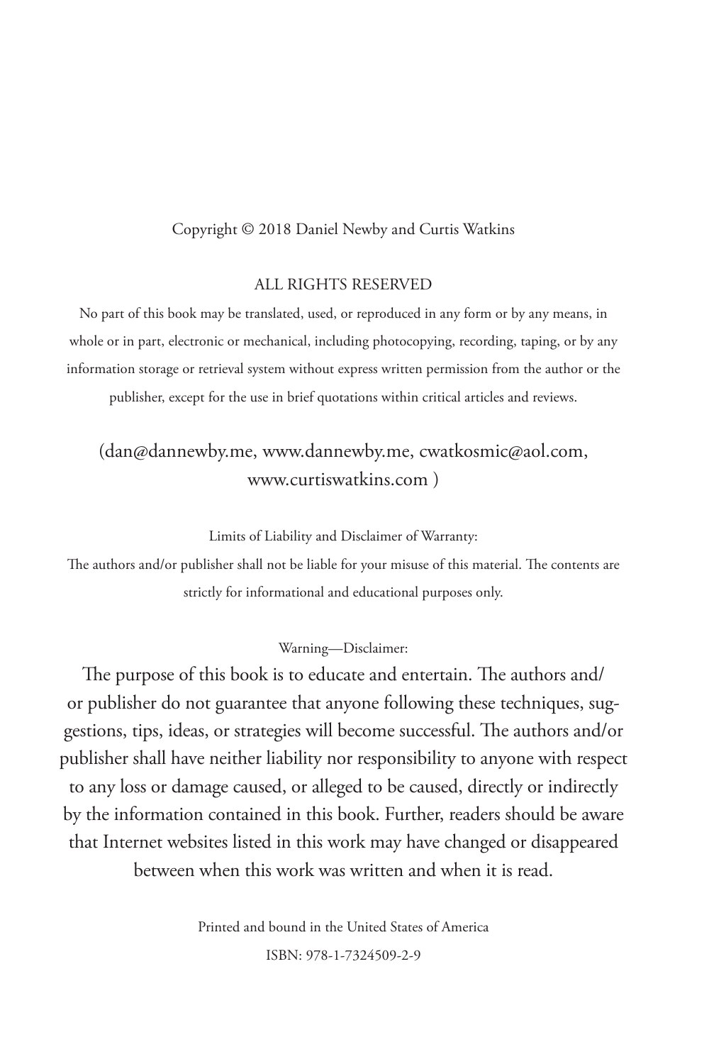Copyright © 2018 Daniel Newby and Curtis Watkins

ALL RIGHTS RESERVED

No part of this book may be translated, used, or reproduced in any form or by any means, in whole or in part, electronic or mechanical, including photocopying, recording, taping, or by any information storage or retrieval system without express written permission from the author or the publisher, except for the use in brief quotations within critical articles and reviews.

(dan@dannewby.me, www.dannewby.me, cwatkosmic@aol.com, www.curtiswatkins.com )

Limits of Liability and Disclaimer of Warranty:

The authors and/or publisher shall not be liable for your misuse of this material. The contents are strictly for informational and educational purposes only.

Warning—Disclaimer:

The purpose of this book is to educate and entertain. The authors and/or publisher do not guarantee that anyone following these techniques, suggestions, tips, ideas, or strategies will become successful. The authors and/or publisher shall have neither liability nor responsibility to anyone with respect to any loss or damage caused, or alleged to be caused, directly or indirectly by the information contained in this book. Further, readers should be aware that Internet websites listed in this work may have changed or disappeared between when this work was written and when it is read.

Printed and bound in the United States of America

ISBN: 978-1-7324509-2-9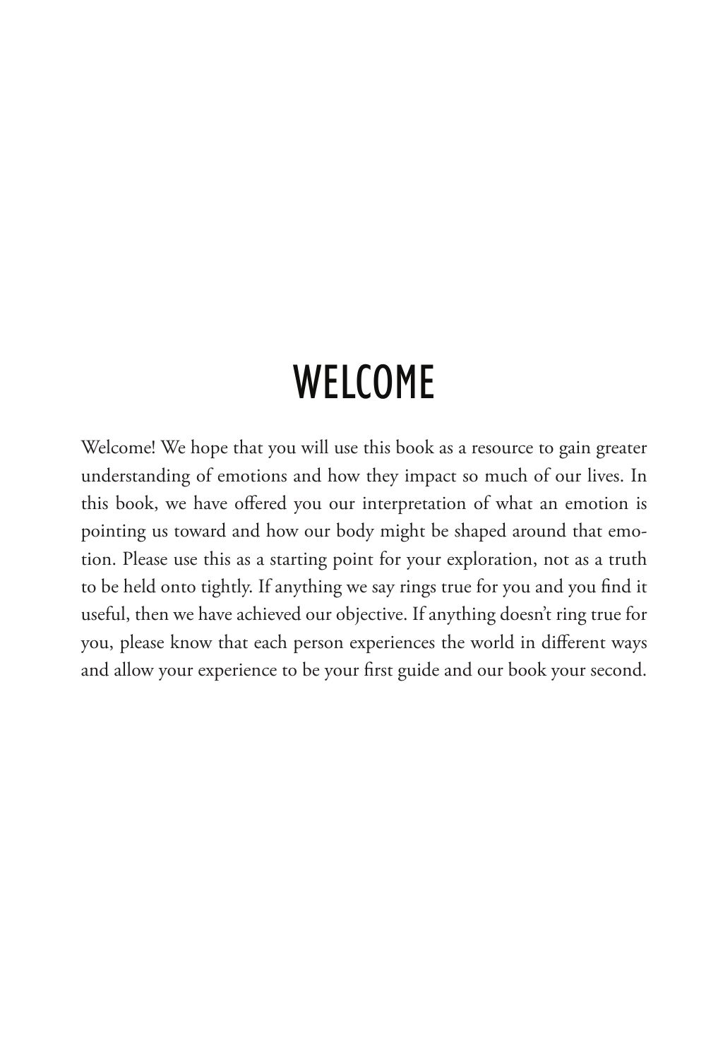# WELCOME

Welcome! We hope that you will use this book as a resource to gain greater understanding of emotions and how they impact so much of our lives. In this book, we have offered you our interpretation of what an emotion is pointing us toward and how our body might be shaped around that emotion. Please use this as a starting point for your exploration, not as a truth to be held onto tightly. If anything we say rings true for you and you find it useful, then we have achieved our objective. If anything doesn't ring true for you, please know that each person experiences the world in different ways and allow your experience to be your first guide and our book your second.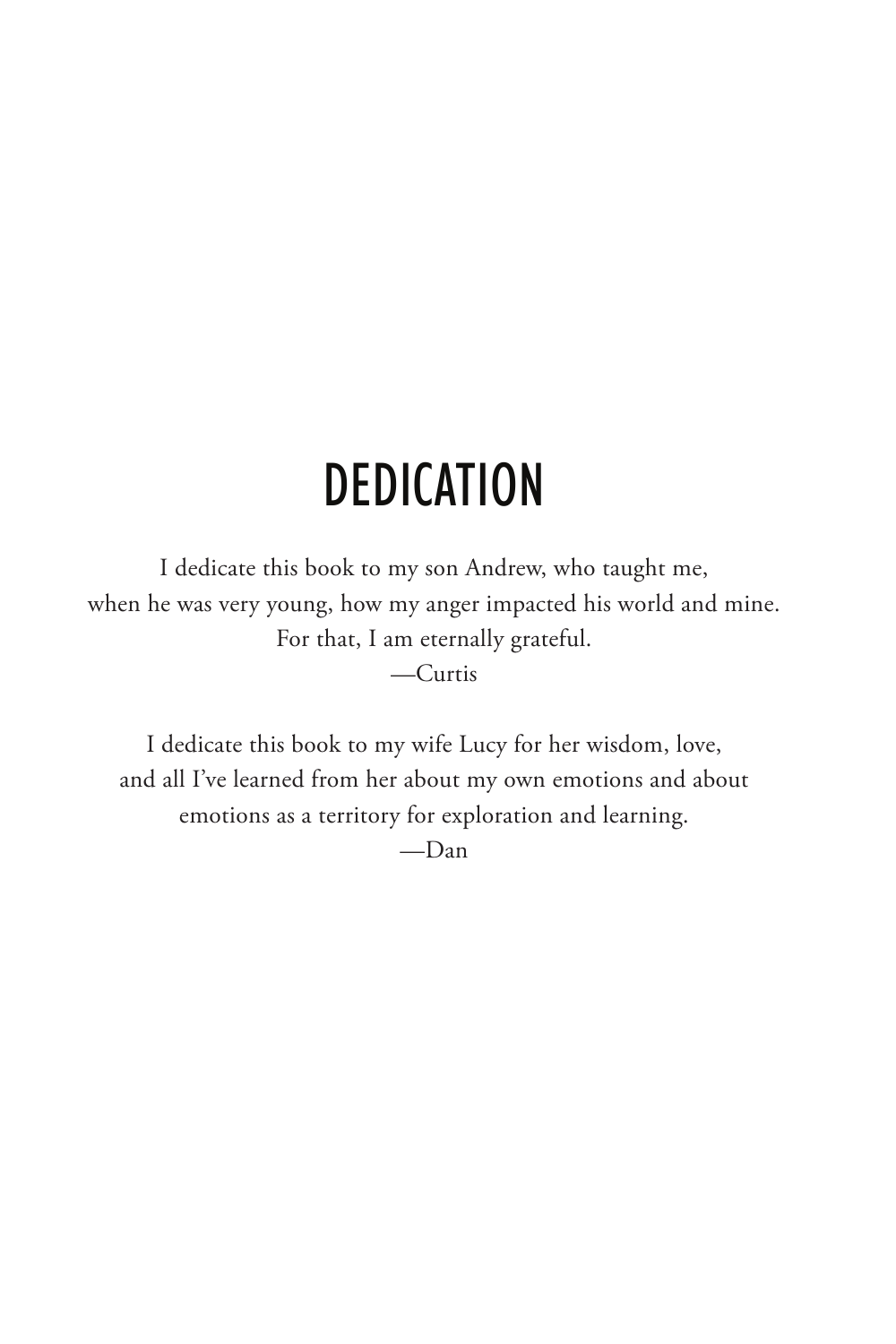# DEDICATION

I dedicate this book to my son Andrew, who taught me, when he was very young, how my anger impacted his world and mine. For that, I am eternally grateful.

—Curtis

I dedicate this book to my wife Lucy for her wisdom, love, and all I've learned from her about my own emotions and about emotions as a territory for exploration and learning.

—Dan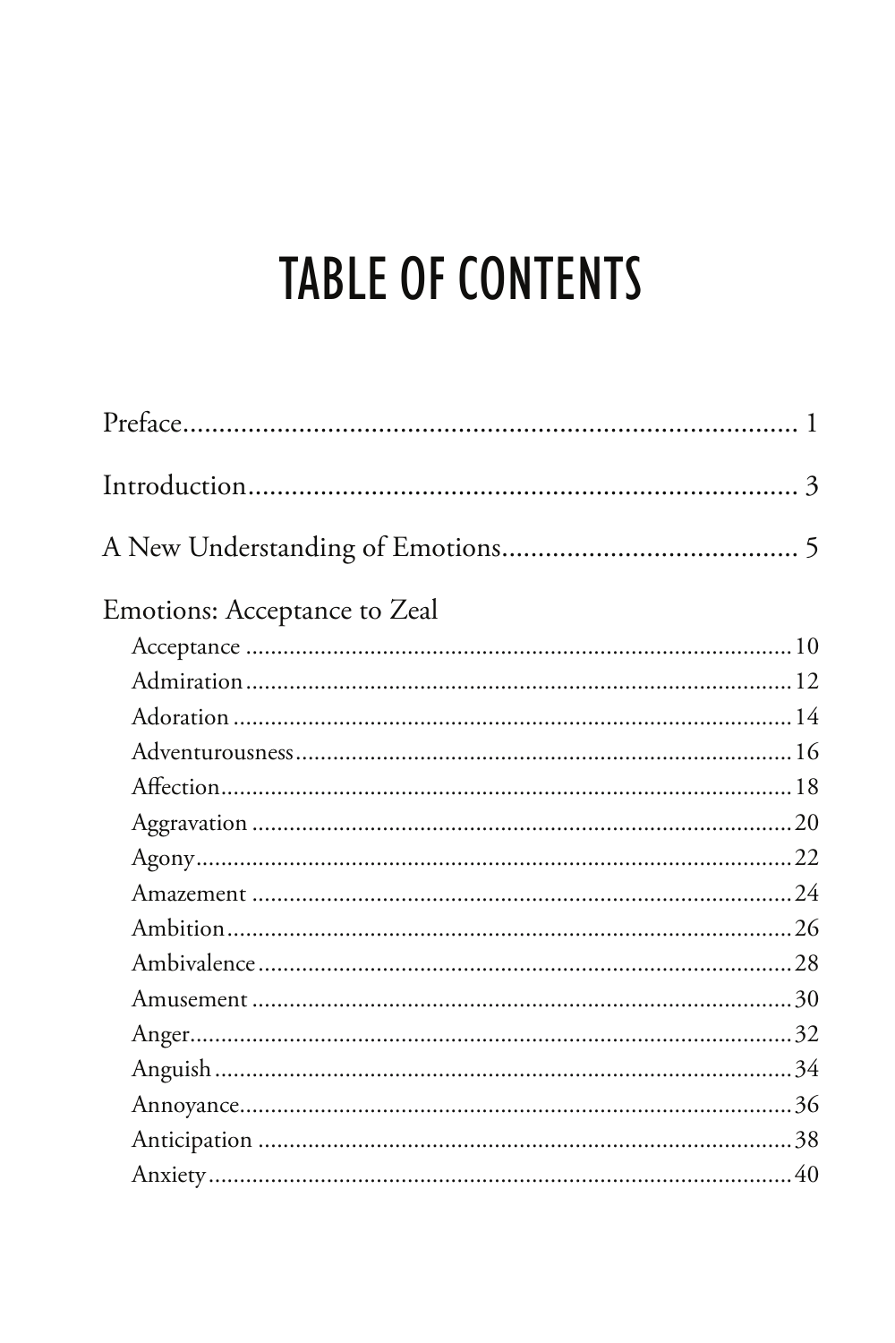# TABLE OF CONTENTS

Preface........................................................................ 1

Introduction................................................................. 3

A New Understanding of Emotions........................................ 5

Emotions: Acceptance to Zeal

- Acceptance ........................................................................ 10
- Admiration ......................................................................... 12
- Adoration ........................................................................... 14
- Adventurousness ................................................................ 16
- Affection ............................................................................ 18
- Aggravation ........................................................................ 20
- Agony ................................................................................ 22
- Amazement ........................................................................ 24
- Ambition ............................................................................ 26
- Ambivalence ....................................................................... 28
- Amusement ........................................................................ 30
- Anger ................................................................................. 32
- Anguish .............................................................................. 34
- Annoyance .......................................................................... 36
- Anticipation ........................................................................ 38
- Anxiety ............................................................................... 40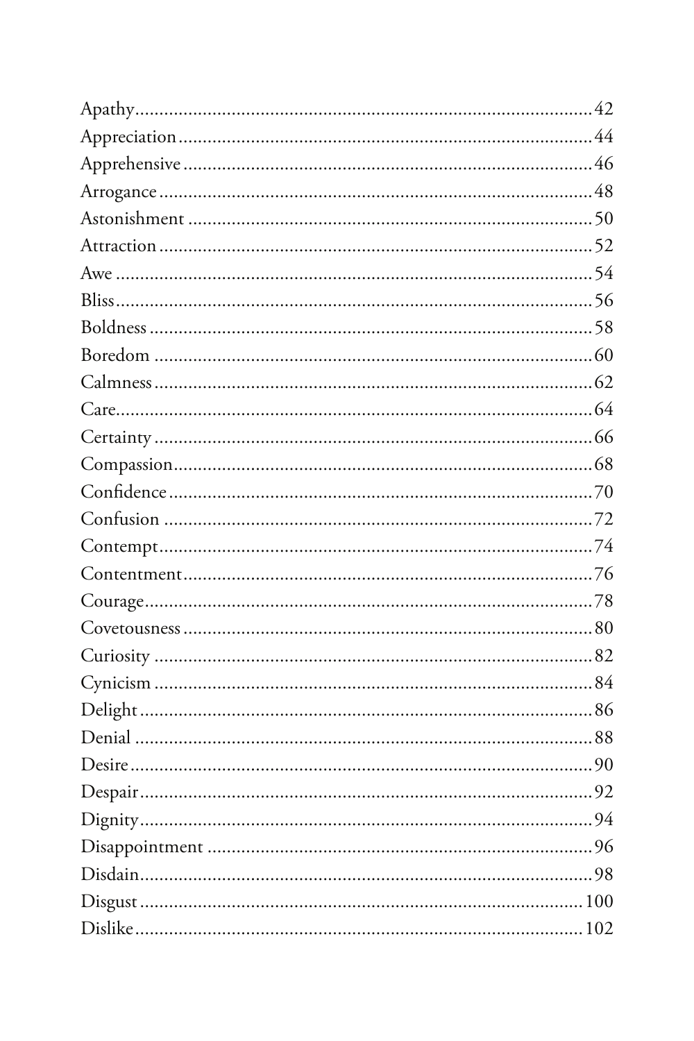Apathy ........................................................................................ 42
Appreciation ................................................................................ 44
Apprehensive ............................................................................... 46
Arrogance .................................................................................... 48
Astonishment ............................................................................... 50
Attraction .................................................................................... 52
Awe ............................................................................................. 54
Bliss ............................................................................................. 56
Boldness ...................................................................................... 58
Boredom ...................................................................................... 60
Calmness ..................................................................................... 62
Care ............................................................................................. 64
Certainty ...................................................................................... 66
Compassion ................................................................................. 68
Confidence .................................................................................. 70
Confusion .................................................................................... 72
Contempt ..................................................................................... 74
Contentment ................................................................................ 76
Courage ....................................................................................... 78
Covetousness ............................................................................... 80
Curiosity ..................................................................................... 82
Cynicism ..................................................................................... 84
Delight ........................................................................................ 86
Denial .......................................................................................... 88
Desire .......................................................................................... 90
Despair ........................................................................................ 92
Dignity ........................................................................................ 94
Disappointment ........................................................................... 96
Disdain ........................................................................................ 98
Disgust ...................................................................................... 100
Dislike ....................................................................................... 102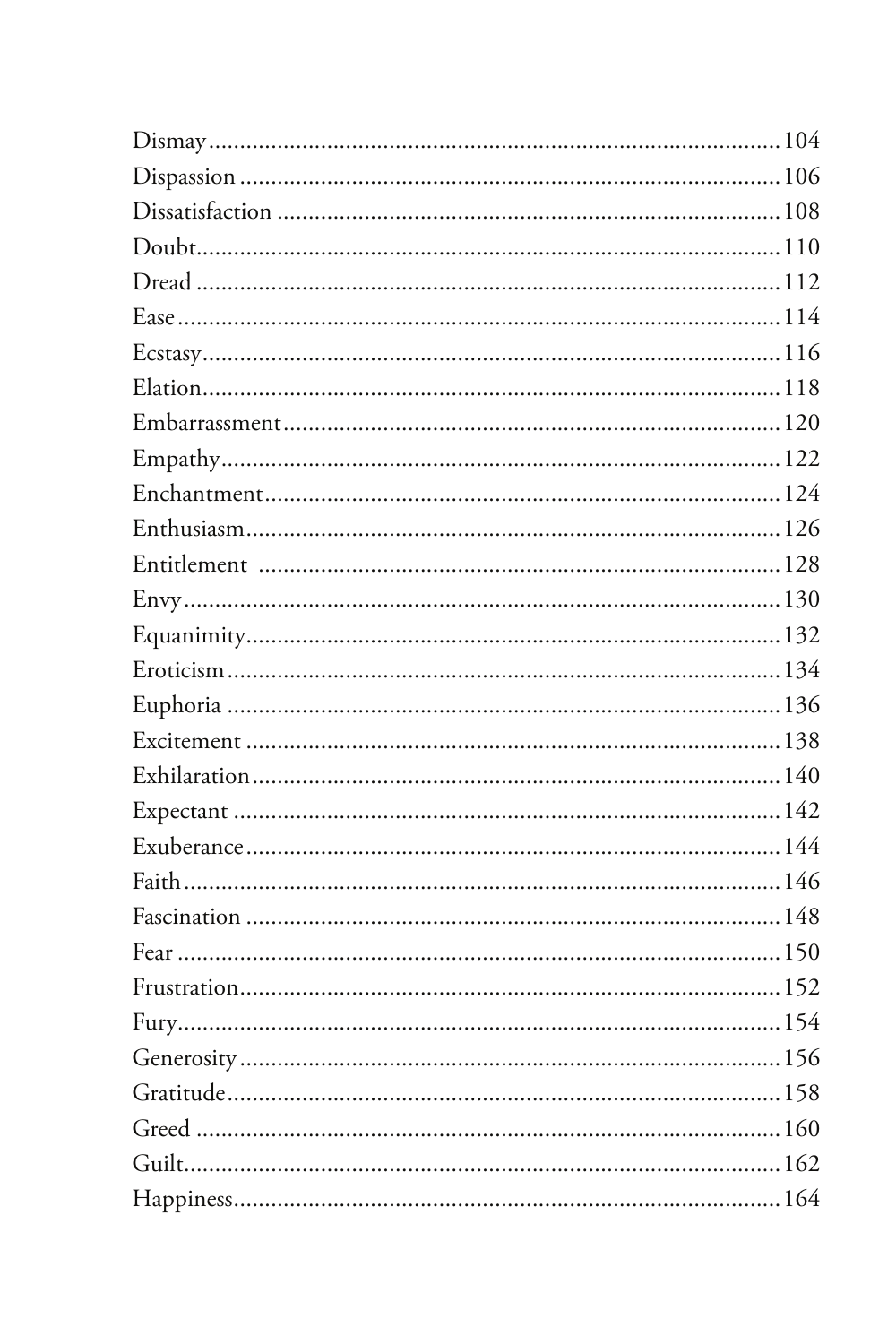Dismay .......... 104
Dispassion .......... 106
Dissatisfaction .......... 108
Doubt .......... 110
Dread .......... 112
Ease .......... 114
Ecstasy .......... 116
Elation .......... 118
Embarrassment .......... 120
Empathy .......... 122
Enchantment .......... 124
Enthusiasm .......... 126
Entitlement .......... 128
Envy .......... 130
Equanimity .......... 132
Eroticism .......... 134
Euphoria .......... 136
Excitement .......... 138
Exhilaration .......... 140
Expectant .......... 142
Exuberance .......... 144
Faith .......... 146
Fascination .......... 148
Fear .......... 150
Frustration .......... 152
Fury .......... 154
Generosity .......... 156
Gratitude .......... 158
Greed .......... 160
Guilt .......... 162
Happiness .......... 164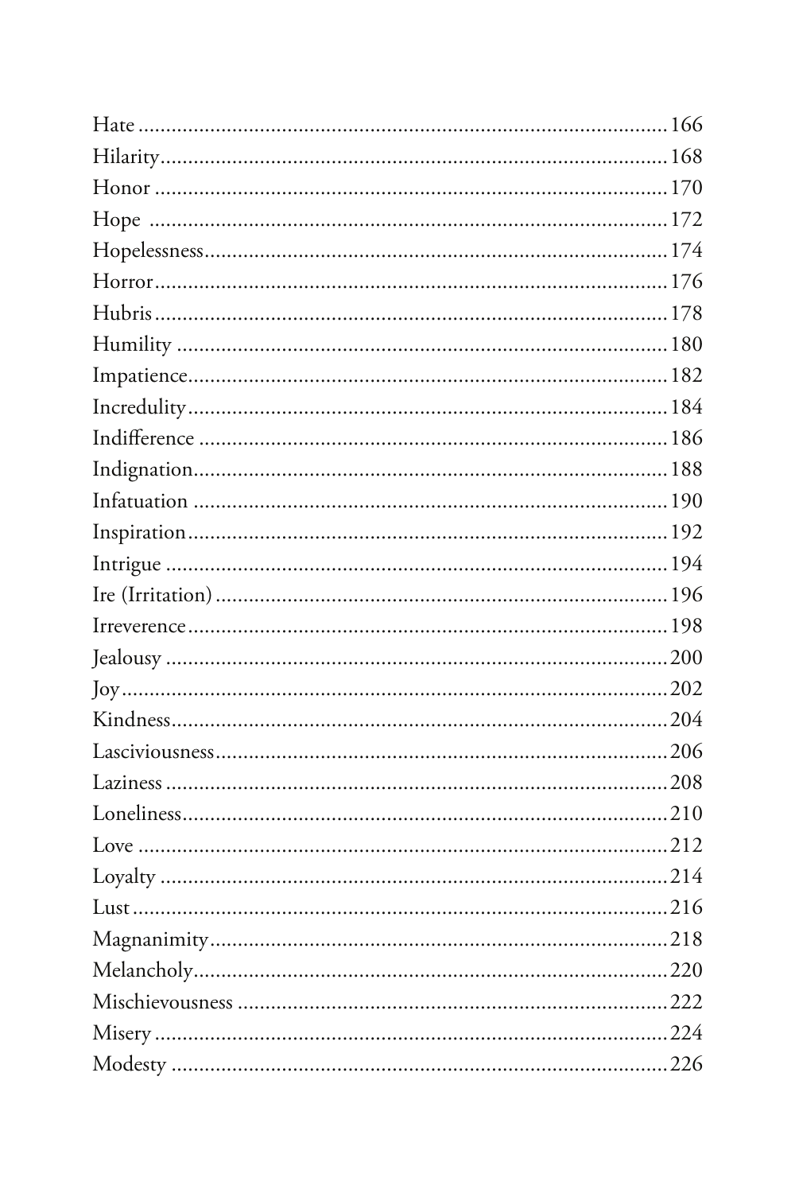Hate ........................................................................................166
Hilarity......................................................................................168
Honor ........................................................................................170
Hope ..........................................................................................172
Hopelessness.............................................................................174
Horror........................................................................................176
Hubris........................................................................................178
Humility ....................................................................................180
Impatience.................................................................................182
Incredulity.................................................................................184
Indifference ...............................................................................186
Indignation................................................................................188
Infatuation ................................................................................190
Inspiration.................................................................................192
Intrigue .....................................................................................194
Ire (Irritation) ...........................................................................196
Irreverence.................................................................................198
Jealousy .....................................................................................200
Joy.............................................................................................202
Kindness....................................................................................204
Lasciviousness............................................................................206
Laziness ....................................................................................208
Loneliness..................................................................................210
Love ..........................................................................................212
Loyalty ......................................................................................214
Lust...........................................................................................216
Magnanimity.............................................................................218
Melancholy................................................................................220
Mischievousness .......................................................................222
Misery.......................................................................................224
Modesty ....................................................................................226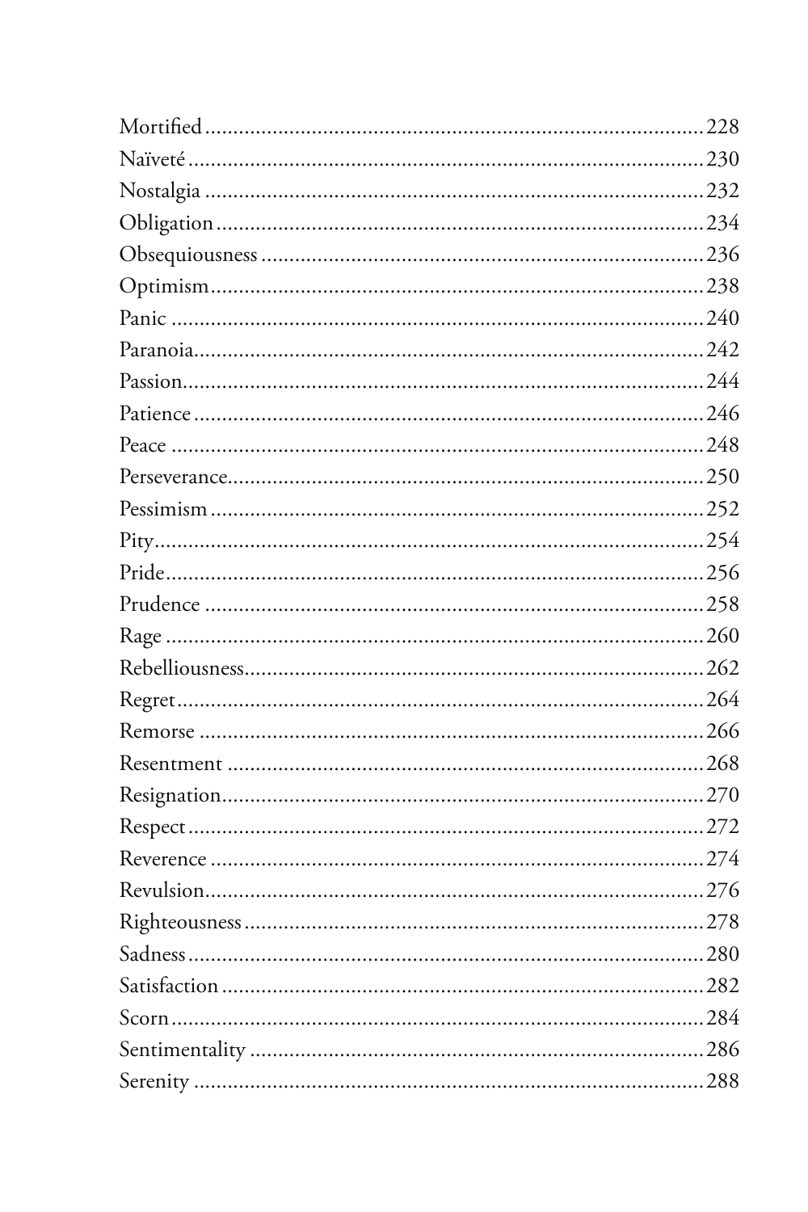Mortified ........................................................................ 228
Naïveté ........................................................................ 230
Nostalgia ........................................................................ 232
Obligation ........................................................................ 234
Obsequiousness ........................................................................ 236
Optimism ........................................................................ 238
Panic ........................................................................ 240
Paranoia ........................................................................ 242
Passion ........................................................................ 244
Patience ........................................................................ 246
Peace ........................................................................ 248
Perseverance ........................................................................ 250
Pessimism ........................................................................ 252
Pity ........................................................................ 254
Pride ........................................................................ 256
Prudence ........................................................................ 258
Rage ........................................................................ 260
Rebelliousness ........................................................................ 262
Regret ........................................................................ 264
Remorse ........................................................................ 266
Resentment ........................................................................ 268
Resignation ........................................................................ 270
Respect ........................................................................ 272
Reverence ........................................................................ 274
Revulsion ........................................................................ 276
Righteousness ........................................................................ 278
Sadness ........................................................................ 280
Satisfaction ........................................................................ 282
Scorn ........................................................................ 284
Sentimentality ........................................................................ 286
Serenity ........................................................................ 288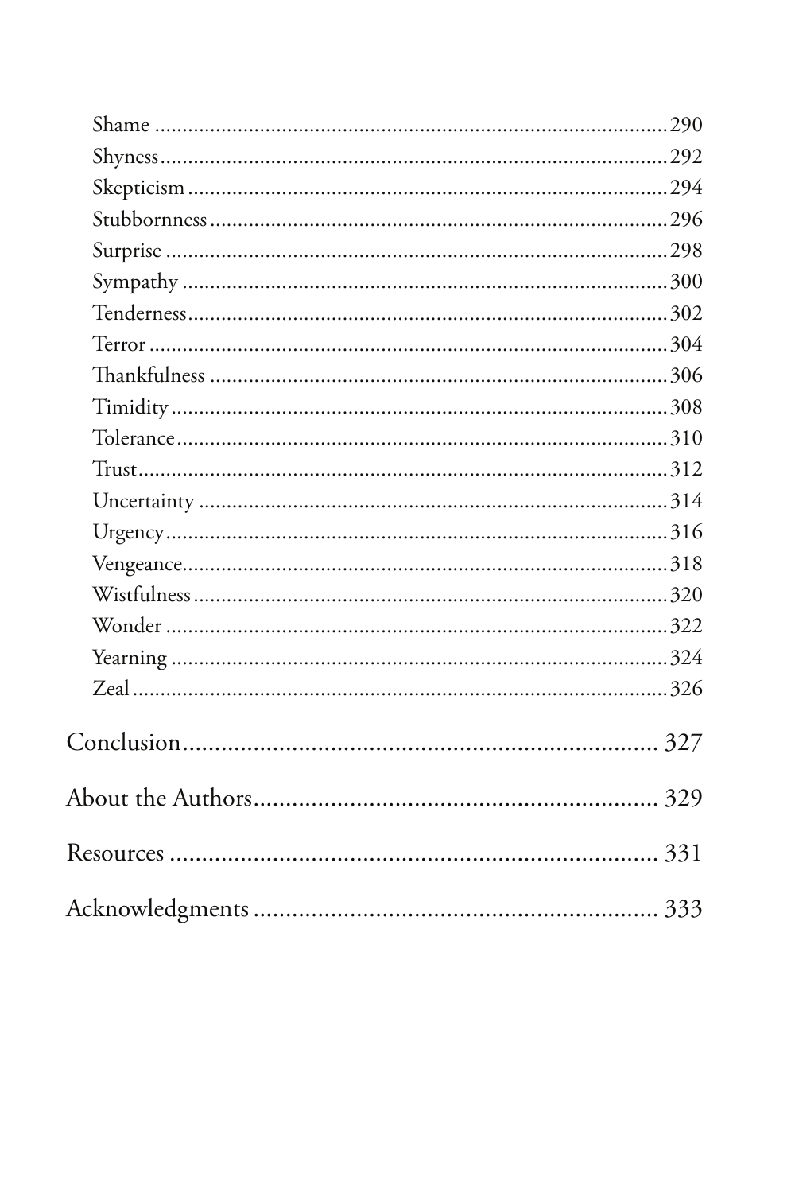Shame ......................................................................................290
Shyness....................................................................................292
Skepticism................................................................................294
Stubbornness............................................................................296
Surprise ...................................................................................298
Sympathy .................................................................................300
Tenderness................................................................................302
Terror ......................................................................................304
Thankfulness ............................................................................306
Timidity ...................................................................................308
Tolerance..................................................................................310
Trust........................................................................................312
Uncertainty ..............................................................................314
Urgency...................................................................................316
Vengeance................................................................................318
Wistfulness...............................................................................320
Wonder ....................................................................................322
Yearning ..................................................................................324
Zeal .........................................................................................326

Conclusion.......................................................................... 327

About the Authors................................................................ 329

Resources ............................................................................. 331

Acknowledgments ................................................................ 333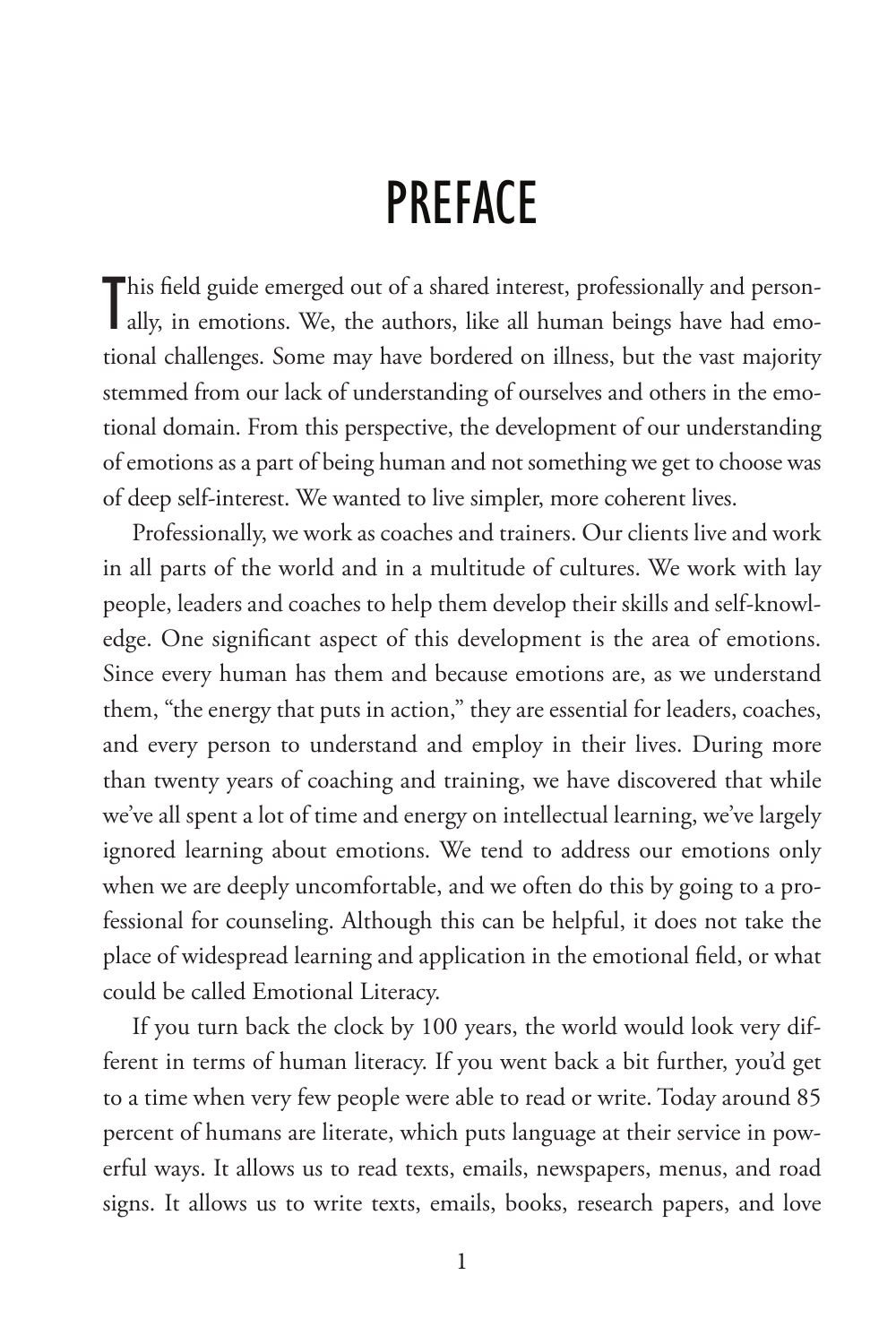# PREFACE

This field guide emerged out of a shared interest, professionally and personally, in emotions. We, the authors, like all human beings have had emotional challenges. Some may have bordered on illness, but the vast majority stemmed from our lack of understanding of ourselves and others in the emotional domain. From this perspective, the development of our understanding of emotions as a part of being human and not something we get to choose was of deep self-interest. We wanted to live simpler, more coherent lives.

Professionally, we work as coaches and trainers. Our clients live and work in all parts of the world and in a multitude of cultures. We work with lay people, leaders and coaches to help them develop their skills and self-knowledge. One significant aspect of this development is the area of emotions. Since every human has them and because emotions are, as we understand them, "the energy that puts in action," they are essential for leaders, coaches, and every person to understand and employ in their lives. During more than twenty years of coaching and training, we have discovered that while we've all spent a lot of time and energy on intellectual learning, we've largely ignored learning about emotions. We tend to address our emotions only when we are deeply uncomfortable, and we often do this by going to a professional for counseling. Although this can be helpful, it does not take the place of widespread learning and application in the emotional field, or what could be called Emotional Literacy.

If you turn back the clock by 100 years, the world would look very different in terms of human literacy. If you went back a bit further, you'd get to a time when very few people were able to read or write. Today around 85 percent of humans are literate, which puts language at their service in powerful ways. It allows us to read texts, emails, newspapers, menus, and road signs. It allows us to write texts, emails, books, research papers, and love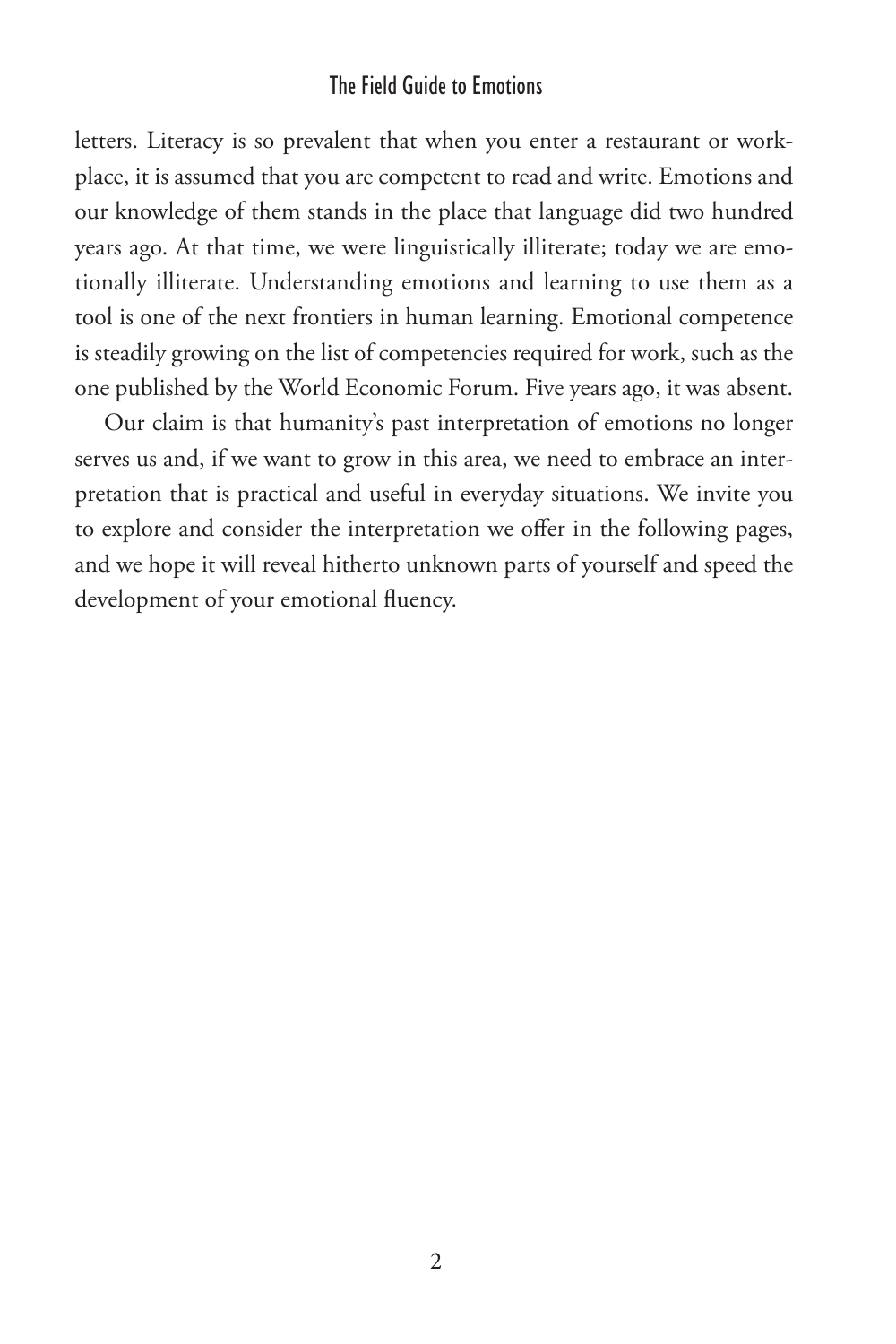letters. Literacy is so prevalent that when you enter a restaurant or workplace, it is assumed that you are competent to read and write. Emotions and our knowledge of them stands in the place that language did two hundred years ago. At that time, we were linguistically illiterate; today we are emotionally illiterate. Understanding emotions and learning to use them as a tool is one of the next frontiers in human learning. Emotional competence is steadily growing on the list of competencies required for work, such as the one published by the World Economic Forum. Five years ago, it was absent.

Our claim is that humanity's past interpretation of emotions no longer serves us and, if we want to grow in this area, we need to embrace an interpretation that is practical and useful in everyday situations. We invite you to explore and consider the interpretation we offer in the following pages, and we hope it will reveal hitherto unknown parts of yourself and speed the development of your emotional fluency.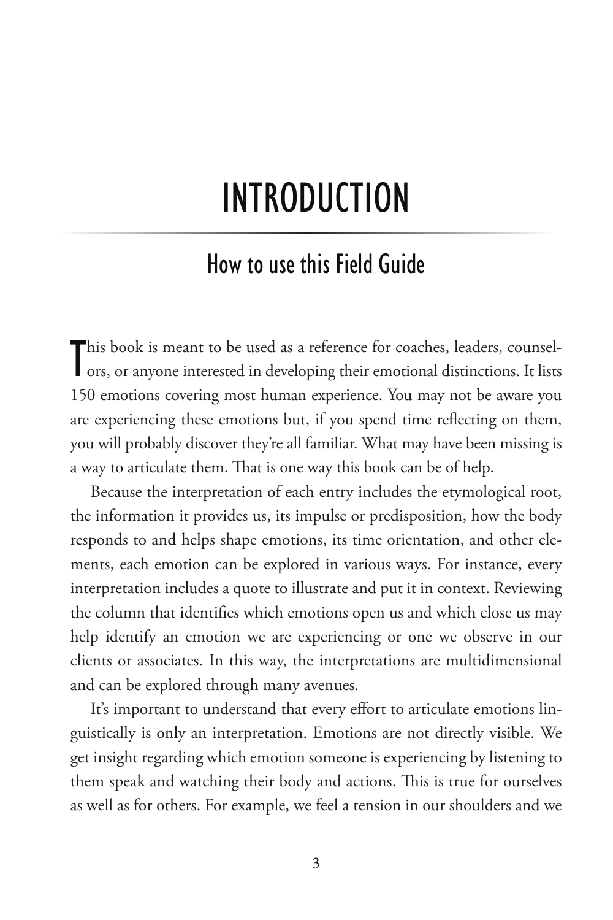# INTRODUCTION

## How to use this Field Guide

This book is meant to be used as a reference for coaches, leaders, counselors, or anyone interested in developing their emotional distinctions. It lists 150 emotions covering most human experience. You may not be aware you are experiencing these emotions but, if you spend time reflecting on them, you will probably discover they're all familiar. What may have been missing is a way to articulate them. That is one way this book can be of help.

Because the interpretation of each entry includes the etymological root, the information it provides us, its impulse or predisposition, how the body responds to and helps shape emotions, its time orientation, and other elements, each emotion can be explored in various ways. For instance, every interpretation includes a quote to illustrate and put it in context. Reviewing the column that identifies which emotions open us and which close us may help identify an emotion we are experiencing or one we observe in our clients or associates. In this way, the interpretations are multidimensional and can be explored through many avenues.

It's important to understand that every effort to articulate emotions linguistically is only an interpretation. Emotions are not directly visible. We get insight regarding which emotion someone is experiencing by listening to them speak and watching their body and actions. This is true for ourselves as well as for others. For example, we feel a tension in our shoulders and we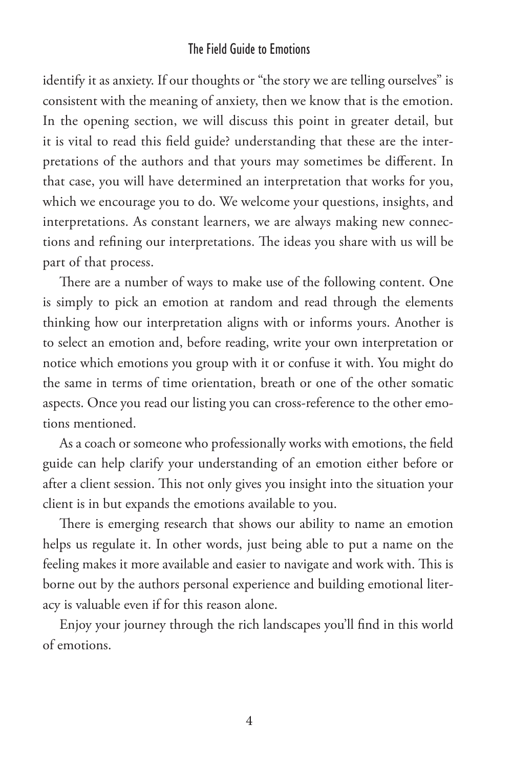identify it as anxiety. If our thoughts or "the story we are telling ourselves" is consistent with the meaning of anxiety, then we know that is the emotion. In the opening section, we will discuss this point in greater detail, but it is vital to read this field guide? understanding that these are the interpretations of the authors and that yours may sometimes be different. In that case, you will have determined an interpretation that works for you, which we encourage you to do. We welcome your questions, insights, and interpretations. As constant learners, we are always making new connections and refining our interpretations. The ideas you share with us will be part of that process.

There are a number of ways to make use of the following content. One is simply to pick an emotion at random and read through the elements thinking how our interpretation aligns with or informs yours. Another is to select an emotion and, before reading, write your own interpretation or notice which emotions you group with it or confuse it with. You might do the same in terms of time orientation, breath or one of the other somatic aspects. Once you read our listing you can cross-reference to the other emotions mentioned.

As a coach or someone who professionally works with emotions, the field guide can help clarify your understanding of an emotion either before or after a client session. This not only gives you insight into the situation your client is in but expands the emotions available to you.

There is emerging research that shows our ability to name an emotion helps us regulate it. In other words, just being able to put a name on the feeling makes it more available and easier to navigate and work with. This is borne out by the authors personal experience and building emotional literacy is valuable even if for this reason alone.

Enjoy your journey through the rich landscapes you'll find in this world of emotions.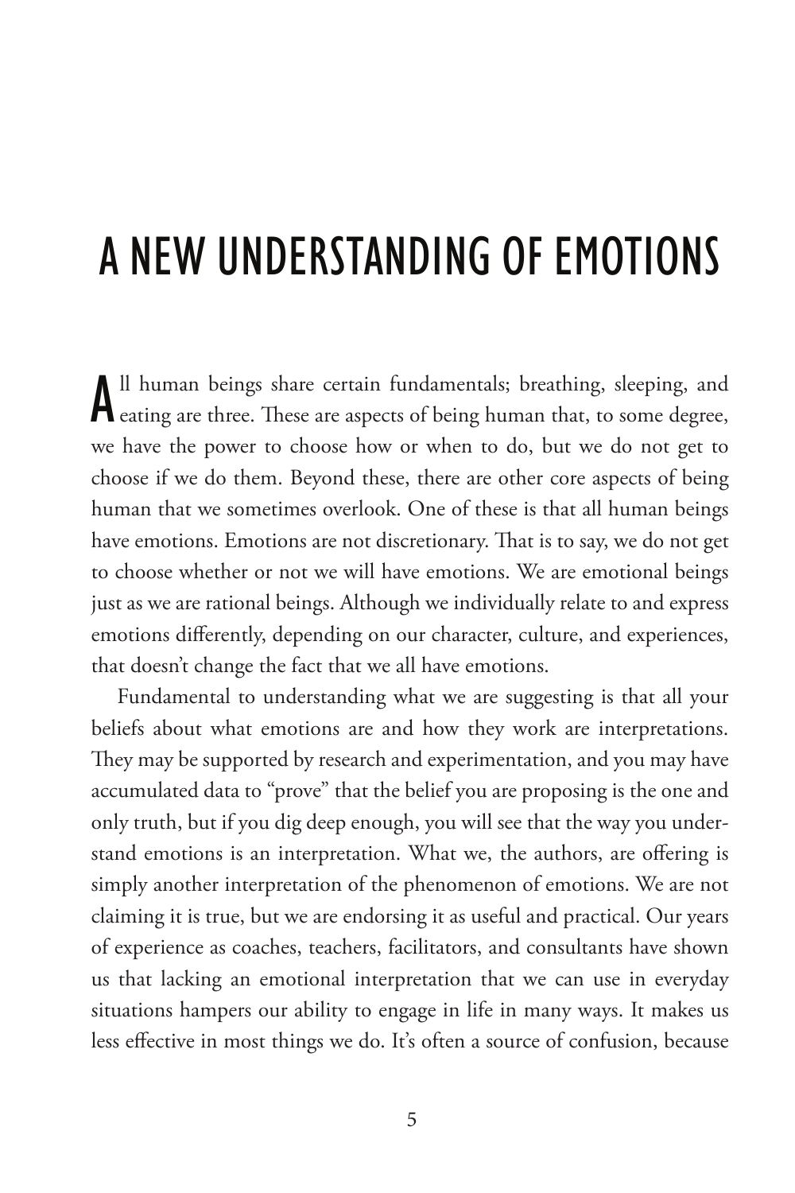# A NEW UNDERSTANDING OF EMOTIONS

All human beings share certain fundamentals; breathing, sleeping, and eating are three. These are aspects of being human that, to some degree, we have the power to choose how or when to do, but we do not get to choose if we do them. Beyond these, there are other core aspects of being human that we sometimes overlook. One of these is that all human beings have emotions. Emotions are not discretionary. That is to say, we do not get to choose whether or not we will have emotions. We are emotional beings just as we are rational beings. Although we individually relate to and express emotions differently, depending on our character, culture, and experiences, that doesn't change the fact that we all have emotions.

Fundamental to understanding what we are suggesting is that all your beliefs about what emotions are and how they work are interpretations. They may be supported by research and experimentation, and you may have accumulated data to "prove" that the belief you are proposing is the one and only truth, but if you dig deep enough, you will see that the way you understand emotions is an interpretation. What we, the authors, are offering is simply another interpretation of the phenomenon of emotions. We are not claiming it is true, but we are endorsing it as useful and practical. Our years of experience as coaches, teachers, facilitators, and consultants have shown us that lacking an emotional interpretation that we can use in everyday situations hampers our ability to engage in life in many ways. It makes us less effective in most things we do. It's often a source of confusion, because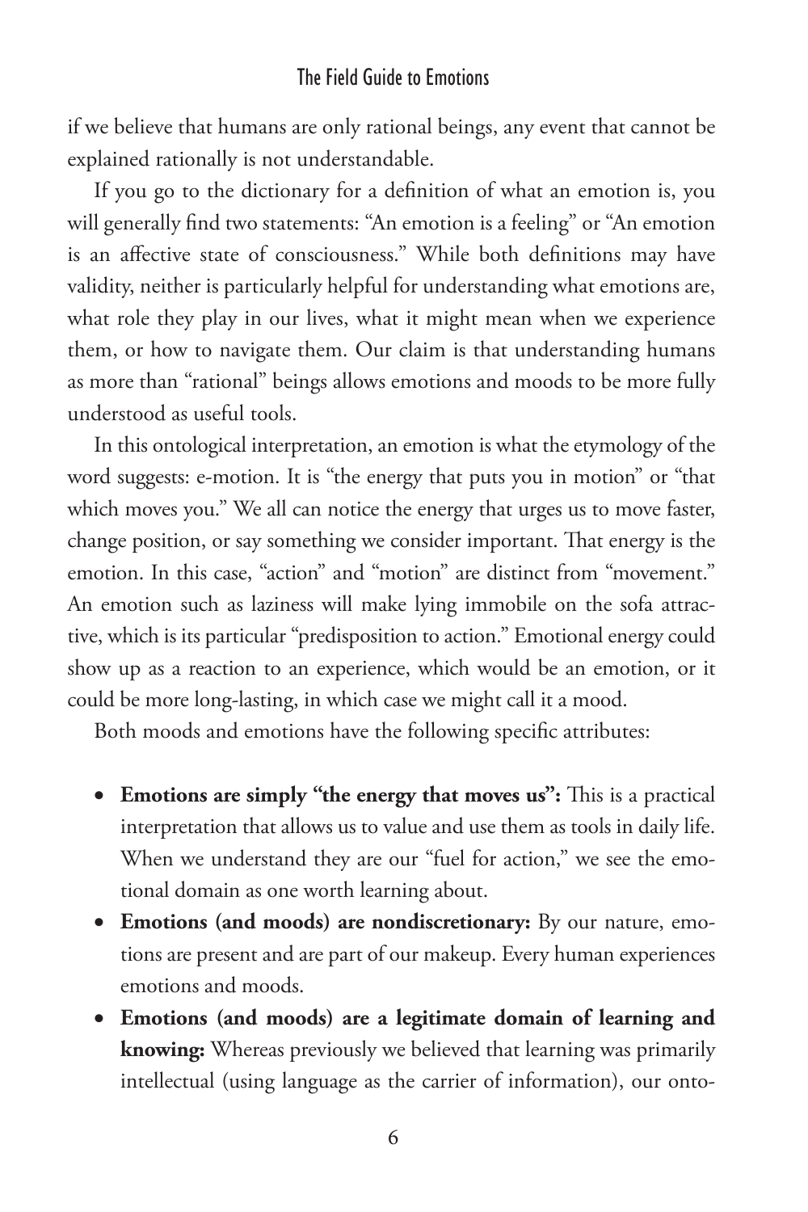if we believe that humans are only rational beings, any event that cannot be explained rationally is not understandable.

If you go to the dictionary for a definition of what an emotion is, you will generally find two statements: "An emotion is a feeling" or "An emotion is an affective state of consciousness." While both definitions may have validity, neither is particularly helpful for understanding what emotions are, what role they play in our lives, what it might mean when we experience them, or how to navigate them. Our claim is that understanding humans as more than "rational" beings allows emotions and moods to be more fully understood as useful tools.

In this ontological interpretation, an emotion is what the etymology of the word suggests: e-motion. It is "the energy that puts you in motion" or "that which moves you." We all can notice the energy that urges us to move faster, change position, or say something we consider important. That energy is the emotion. In this case, "action" and "motion" are distinct from "movement." An emotion such as laziness will make lying immobile on the sofa attractive, which is its particular "predisposition to action." Emotional energy could show up as a reaction to an experience, which would be an emotion, or it could be more long-lasting, in which case we might call it a mood.

Both moods and emotions have the following specific attributes:

- **Emotions are simply "the energy that moves us":** This is a practical interpretation that allows us to value and use them as tools in daily life. When we understand they are our "fuel for action," we see the emotional domain as one worth learning about.
- **Emotions (and moods) are nondiscretionary:** By our nature, emotions are present and are part of our makeup. Every human experiences emotions and moods.
- **Emotions (and moods) are a legitimate domain of learning and knowing:** Whereas previously we believed that learning was primarily intellectual (using language as the carrier of information), our onto-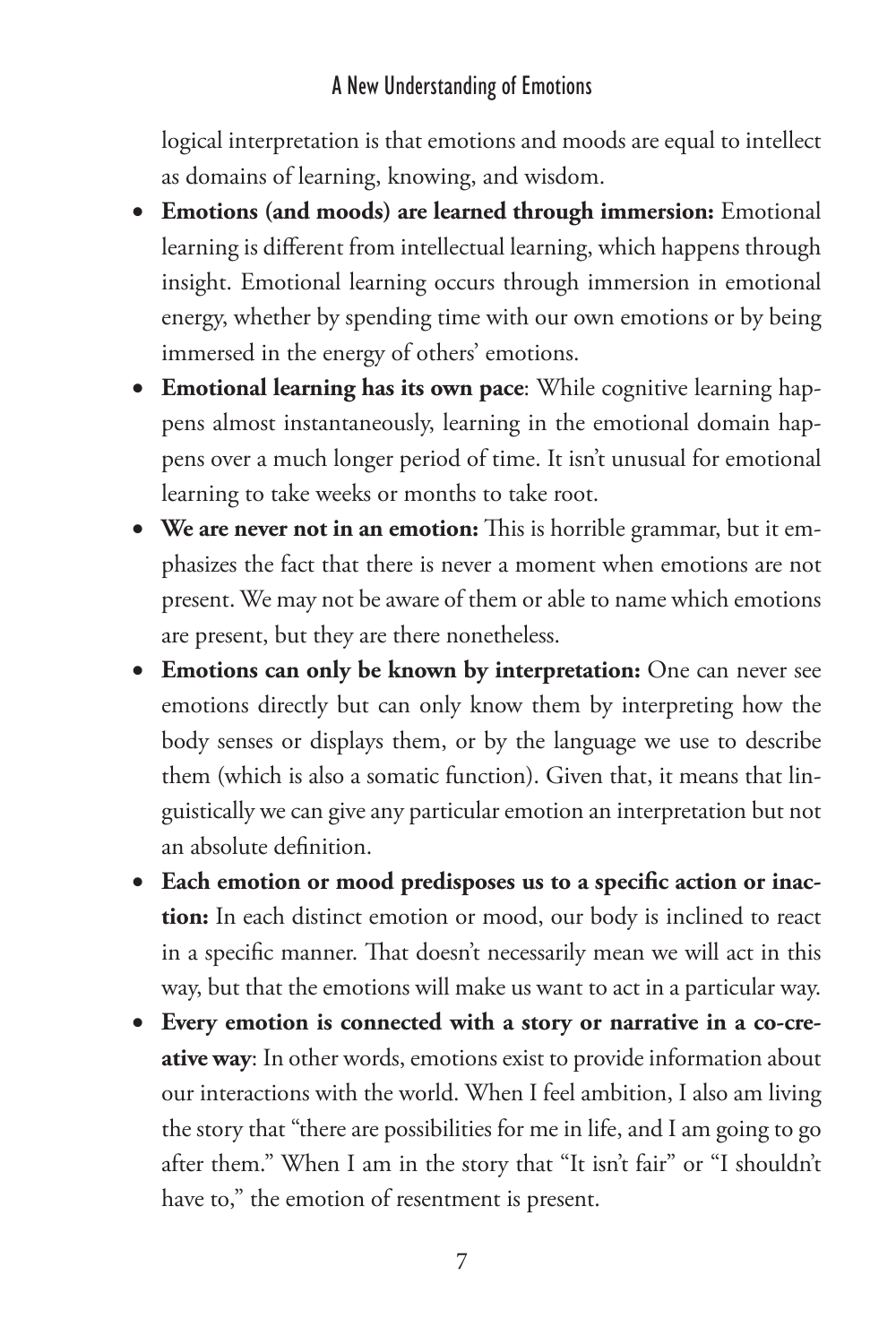logical interpretation is that emotions and moods are equal to intellect as domains of learning, knowing, and wisdom.

- **Emotions (and moods) are learned through immersion:** Emotional learning is different from intellectual learning, which happens through insight. Emotional learning occurs through immersion in emotional energy, whether by spending time with our own emotions or by being immersed in the energy of others' emotions.
- **Emotional learning has its own pace**: While cognitive learning happens almost instantaneously, learning in the emotional domain happens over a much longer period of time. It isn't unusual for emotional learning to take weeks or months to take root.
- **We are never not in an emotion:** This is horrible grammar, but it emphasizes the fact that there is never a moment when emotions are not present. We may not be aware of them or able to name which emotions are present, but they are there nonetheless.
- **Emotions can only be known by interpretation:** One can never see emotions directly but can only know them by interpreting how the body senses or displays them, or by the language we use to describe them (which is also a somatic function). Given that, it means that linguistically we can give any particular emotion an interpretation but not an absolute definition.
- **Each emotion or mood predisposes us to a specific action or inaction:** In each distinct emotion or mood, our body is inclined to react in a specific manner. That doesn't necessarily mean we will act in this way, but that the emotions will make us want to act in a particular way.
- **Every emotion is connected with a story or narrative in a co-creative way**: In other words, emotions exist to provide information about our interactions with the world. When I feel ambition, I also am living the story that "there are possibilities for me in life, and I am going to go after them." When I am in the story that "It isn't fair" or "I shouldn't have to," the emotion of resentment is present.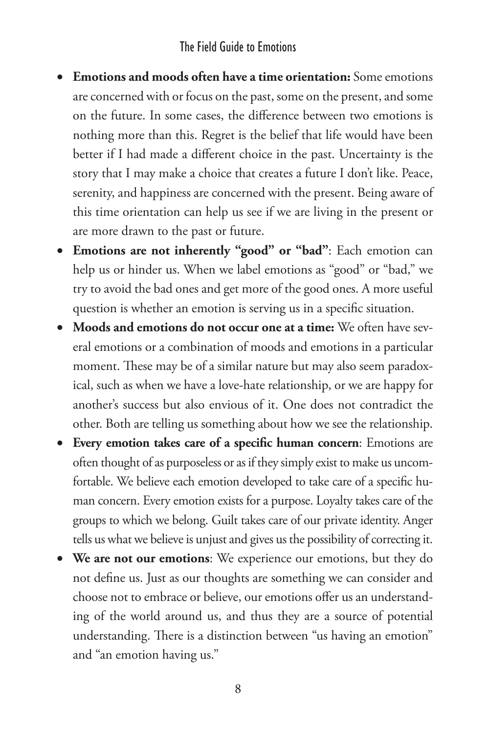- **Emotions and moods often have a time orientation:** Some emotions are concerned with or focus on the past, some on the present, and some on the future. In some cases, the difference between two emotions is nothing more than this. Regret is the belief that life would have been better if I had made a different choice in the past. Uncertainty is the story that I may make a choice that creates a future I don't like. Peace, serenity, and happiness are concerned with the present. Being aware of this time orientation can help us see if we are living in the present or are more drawn to the past or future.
- **Emotions are not inherently "good" or "bad"**: Each emotion can help us or hinder us. When we label emotions as "good" or "bad," we try to avoid the bad ones and get more of the good ones. A more useful question is whether an emotion is serving us in a specific situation.
- **Moods and emotions do not occur one at a time:** We often have several emotions or a combination of moods and emotions in a particular moment. These may be of a similar nature but may also seem paradoxical, such as when we have a love-hate relationship, or we are happy for another's success but also envious of it. One does not contradict the other. Both are telling us something about how we see the relationship.
- **Every emotion takes care of a specific human concern**: Emotions are often thought of as purposeless or as if they simply exist to make us uncomfortable. We believe each emotion developed to take care of a specific human concern. Every emotion exists for a purpose. Loyalty takes care of the groups to which we belong. Guilt takes care of our private identity. Anger tells us what we believe is unjust and gives us the possibility of correcting it.
- **We are not our emotions**: We experience our emotions, but they do not define us. Just as our thoughts are something we can consider and choose not to embrace or believe, our emotions offer us an understanding of the world around us, and thus they are a source of potential understanding. There is a distinction between "us having an emotion" and "an emotion having us."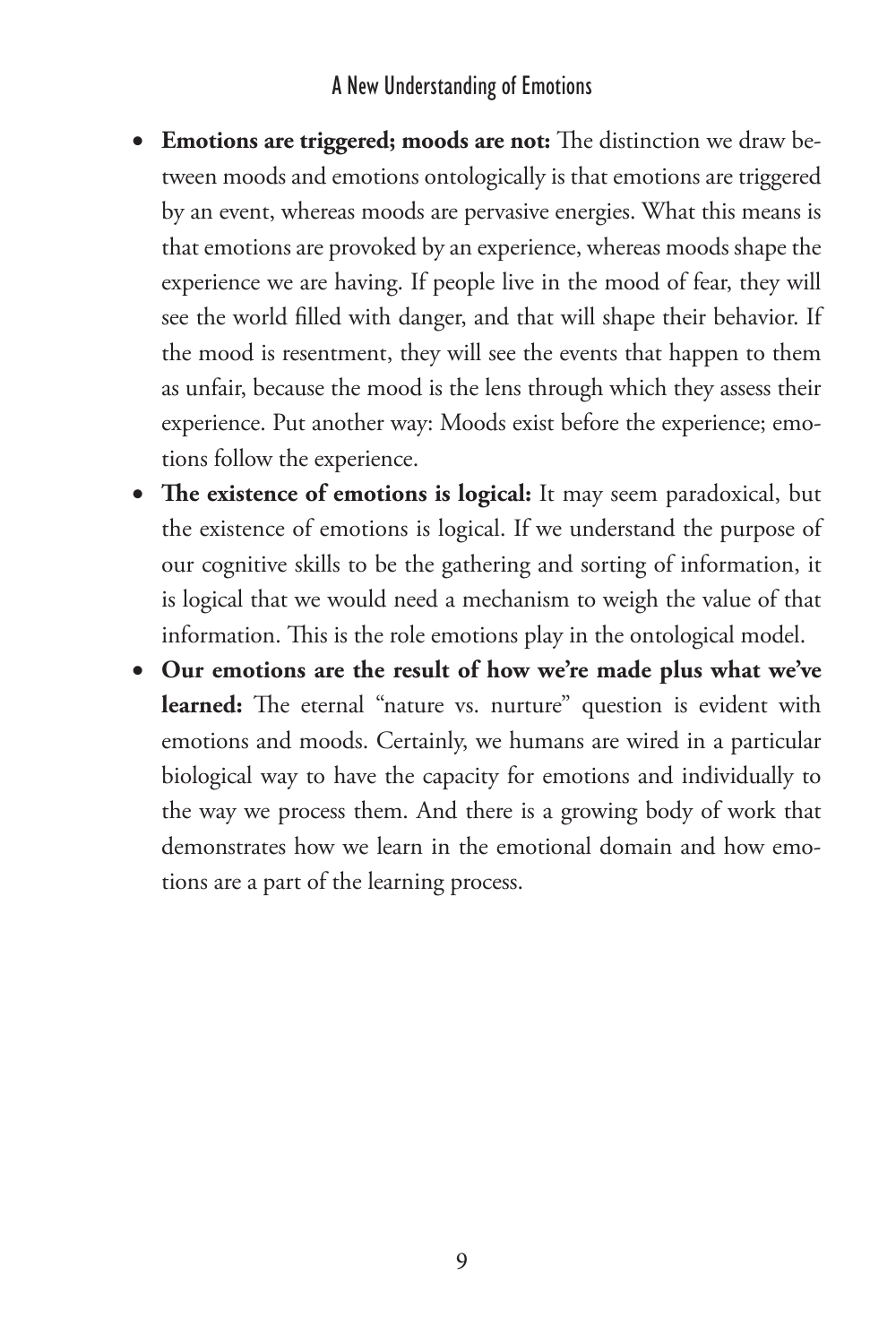- **Emotions are triggered; moods are not:** The distinction we draw between moods and emotions ontologically is that emotions are triggered by an event, whereas moods are pervasive energies. What this means is that emotions are provoked by an experience, whereas moods shape the experience we are having. If people live in the mood of fear, they will see the world filled with danger, and that will shape their behavior. If the mood is resentment, they will see the events that happen to them as unfair, because the mood is the lens through which they assess their experience. Put another way: Moods exist before the experience; emotions follow the experience.
- **The existence of emotions is logical:** It may seem paradoxical, but the existence of emotions is logical. If we understand the purpose of our cognitive skills to be the gathering and sorting of information, it is logical that we would need a mechanism to weigh the value of that information. This is the role emotions play in the ontological model.
- **Our emotions are the result of how we're made plus what we've learned:** The eternal "nature vs. nurture" question is evident with emotions and moods. Certainly, we humans are wired in a particular biological way to have the capacity for emotions and individually to the way we process them. And there is a growing body of work that demonstrates how we learn in the emotional domain and how emotions are a part of the learning process.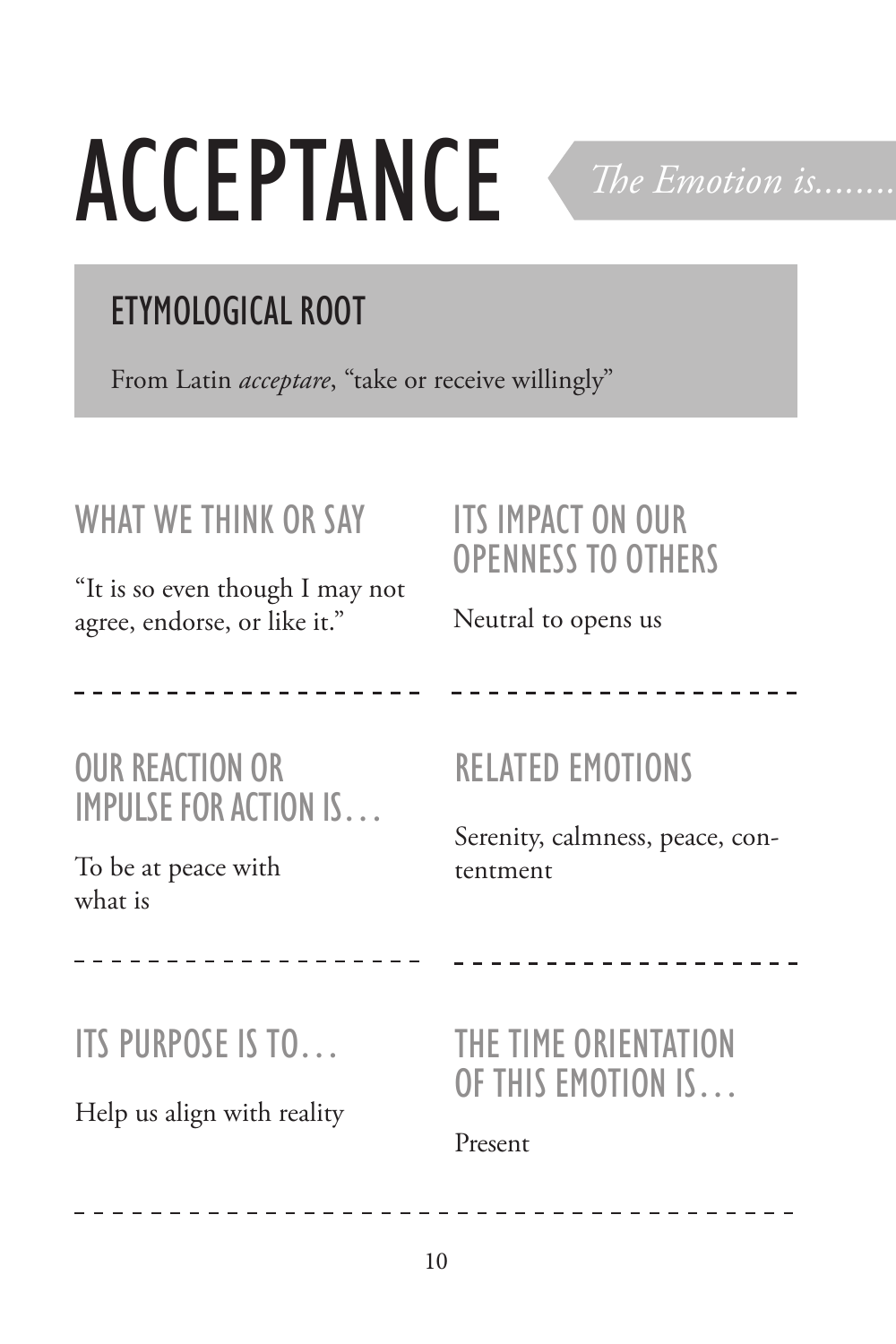# ACCEPTANCE

*The Emotion is........*

## ETYMOLOGICAL ROOT

From Latin *acceptare*, “take or receive willingly”

### WHAT WE THINK OR SAY

“It is so even though I may not agree, endorse, or like it.”

### ITS IMPACT ON OUR OPENNESS TO OTHERS

Neutral to opens us

### OUR REACTION OR IMPULSE FOR ACTION IS…

To be at peace with what is

### RELATED EMOTIONS

Serenity, calmness, peace, contentment

### ITS PURPOSE IS TO…

Help us align with reality

### THE TIME ORIENTATION OF THIS EMOTION IS…

Present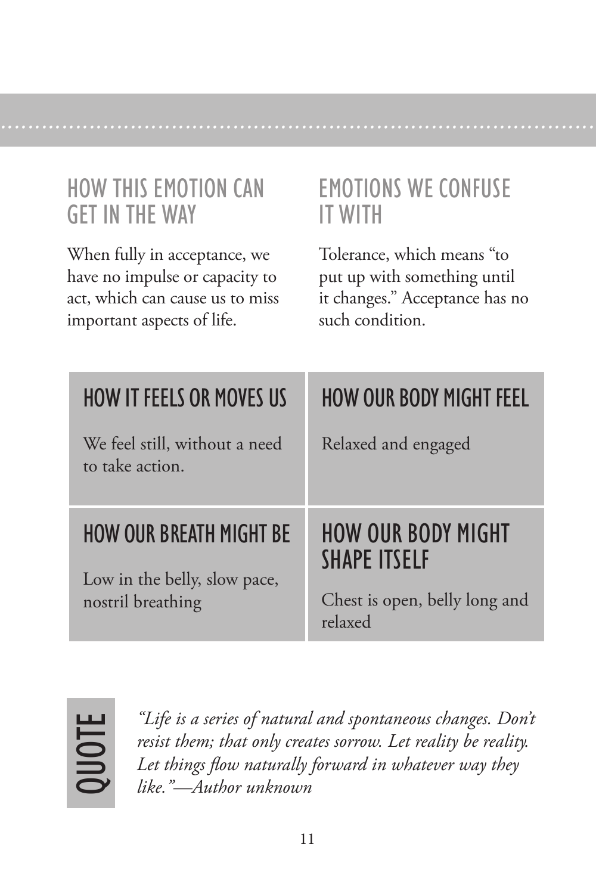## HOW THIS EMOTION CAN GET IN THE WAY

When fully in acceptance, we have no impulse or capacity to act, which can cause us to miss important aspects of life.

## EMOTIONS WE CONFUSE IT WITH

Tolerance, which means "to put up with something until it changes." Acceptance has no such condition.

### HOW IT FEELS OR MOVES US

We feel still, without a need to take action.

### HOW OUR BODY MIGHT FEEL

Relaxed and engaged

### HOW OUR BREATH MIGHT BE

Low in the belly, slow pace, nostril breathing

### HOW OUR BODY MIGHT SHAPE ITSELF

Chest is open, belly long and relaxed

## QUOTE

*"Life is a series of natural and spontaneous changes. Don't resist them; that only creates sorrow. Let reality be reality. Let things flow naturally forward in whatever way they like."—Author unknown*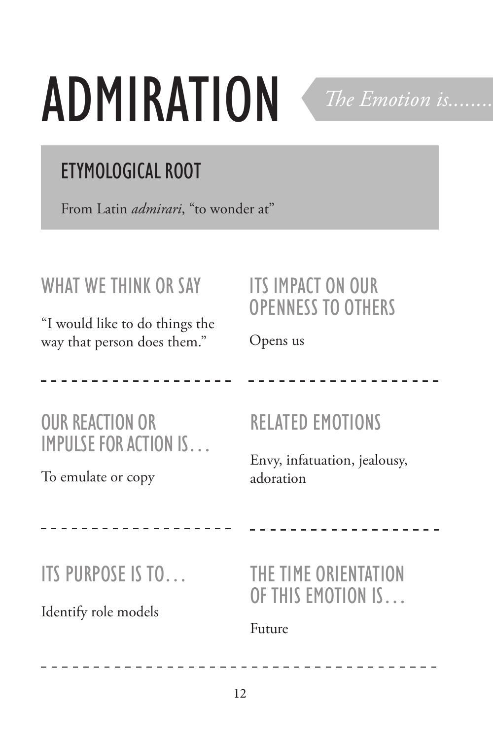# ADMIRATION

*The Emotion is........*

## ETYMOLOGICAL ROOT

From Latin *admirari*, "to wonder at"

### WHAT WE THINK OR SAY

"I would like to do things the way that person does them."

### ITS IMPACT ON OUR OPENNESS TO OTHERS

Opens us

### OUR REACTION OR IMPULSE FOR ACTION IS…

To emulate or copy

### RELATED EMOTIONS

Envy, infatuation, jealousy, adoration

### ITS PURPOSE IS TO…

Identify role models

### THE TIME ORIENTATION OF THIS EMOTION IS…

Future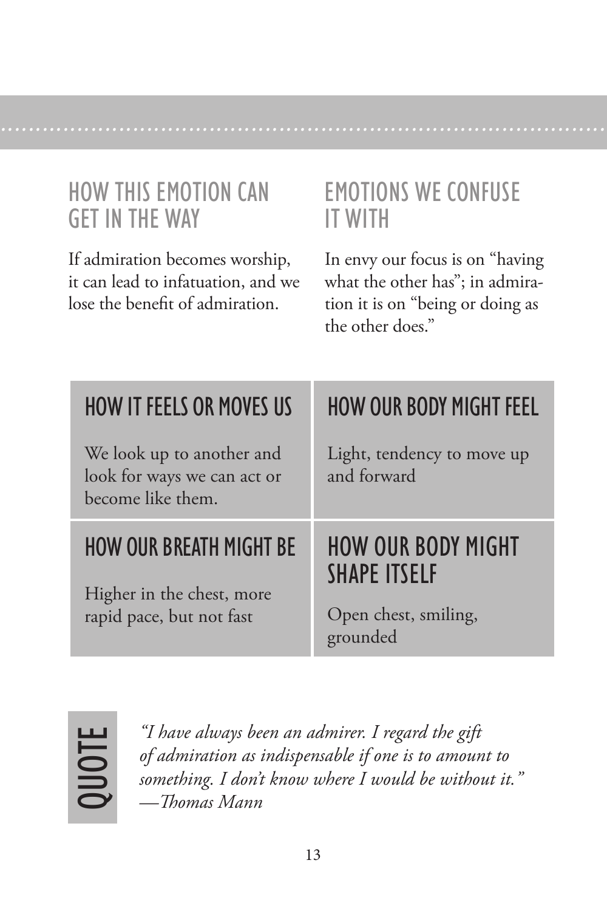## HOW THIS EMOTION CAN GET IN THE WAY

If admiration becomes worship, it can lead to infatuation, and we lose the benefit of admiration.

## EMOTIONS WE CONFUSE IT WITH

In envy our focus is on "having what the other has"; in admiration it is on "being or doing as the other does."

### HOW IT FEELS OR MOVES US

We look up to another and look for ways we can act or become like them.

### HOW OUR BODY MIGHT FEEL

Light, tendency to move up and forward

### HOW OUR BREATH MIGHT BE

Higher in the chest, more rapid pace, but not fast

### HOW OUR BODY MIGHT SHAPE ITSELF

Open chest, smiling, grounded

## QUOTE

*"I have always been an admirer. I regard the gift of admiration as indispensable if one is to amount to something. I don't know where I would be without it."*
*—Thomas Mann*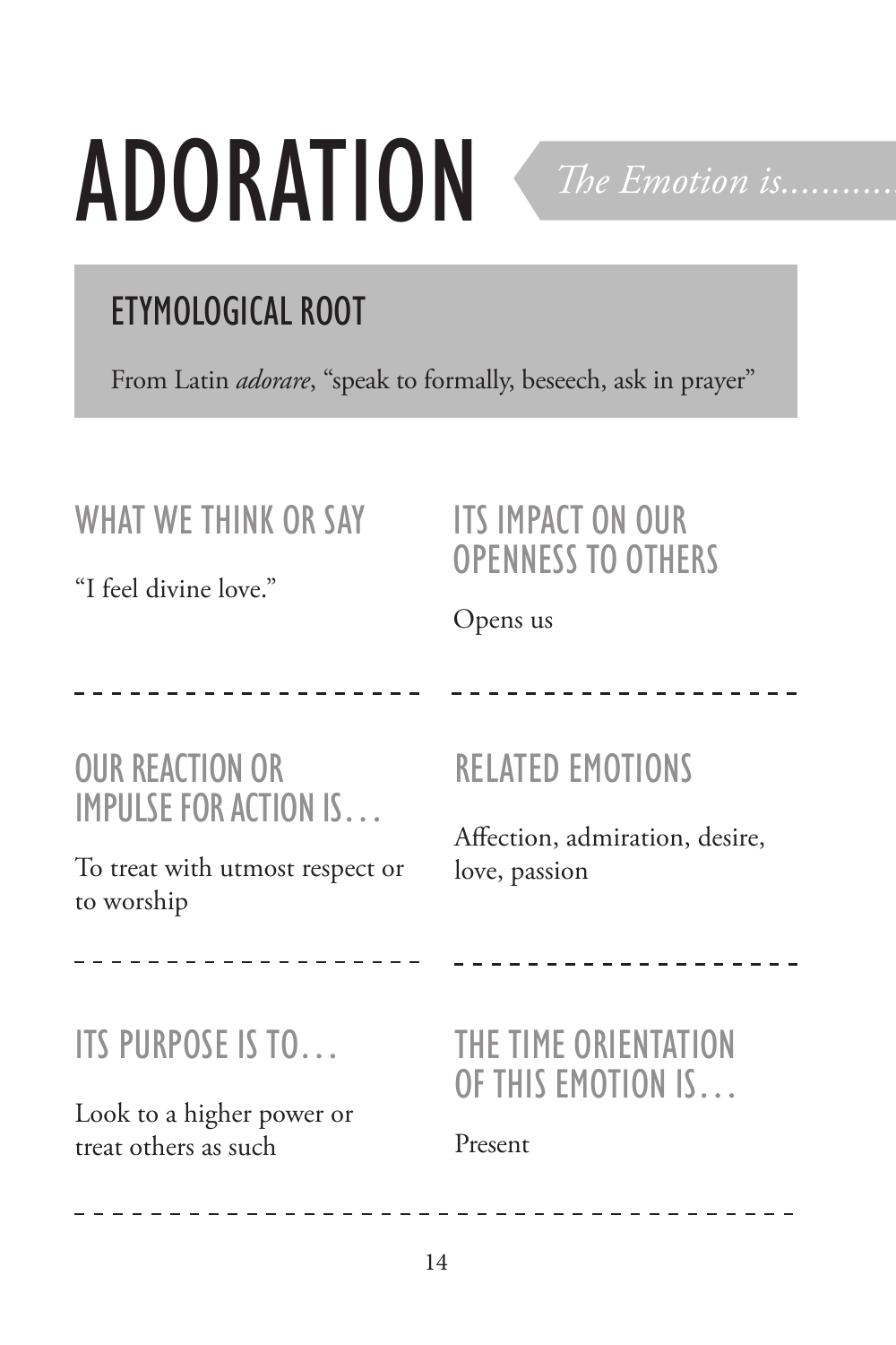# ADORATION

*The Emotion is............*

## ETYMOLOGICAL ROOT

From Latin *adorare*, "speak to formally, beseech, ask in prayer"

### WHAT WE THINK OR SAY

"I feel divine love."

### ITS IMPACT ON OUR OPENNESS TO OTHERS

Opens us

### OUR REACTION OR IMPULSE FOR ACTION IS…

To treat with utmost respect or to worship

### RELATED EMOTIONS

Affection, admiration, desire, love, passion

### ITS PURPOSE IS TO…

Look to a higher power or treat others as such

### THE TIME ORIENTATION OF THIS EMOTION IS…

Present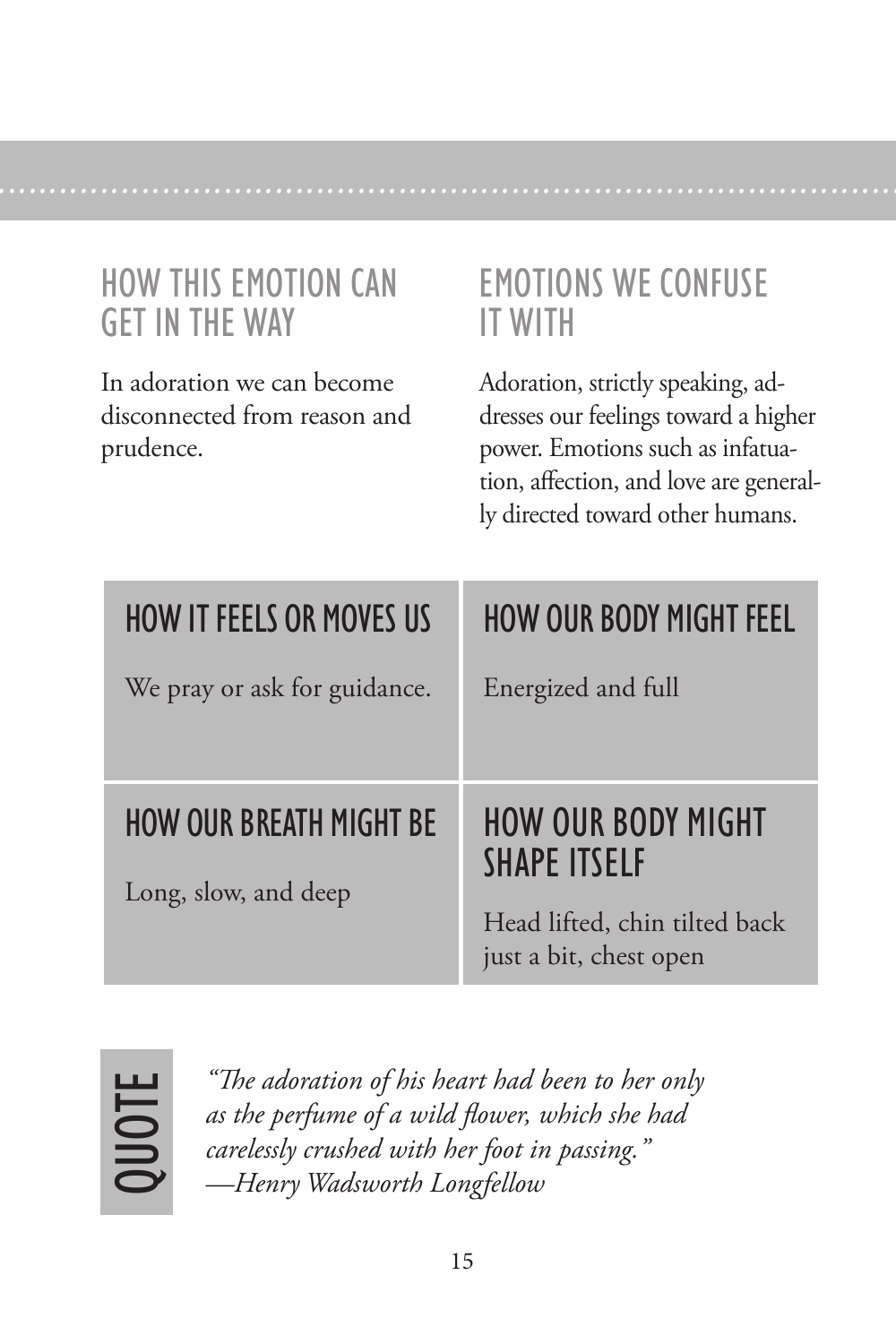## HOW THIS EMOTION CAN GET IN THE WAY

In adoration we can become disconnected from reason and prudence.

## EMOTIONS WE CONFUSE IT WITH

Adoration, strictly speaking, addresses our feelings toward a higher power. Emotions such as infatuation, affection, and love are generally directed toward other humans.

### HOW IT FEELS OR MOVES US

We pray or ask for guidance.

### HOW OUR BODY MIGHT FEEL

Energized and full

### HOW OUR BREATH MIGHT BE

Long, slow, and deep

### HOW OUR BODY MIGHT SHAPE ITSELF

Head lifted, chin tilted back just a bit, chest open

## QUOTE

*"The adoration of his heart had been to her only as the perfume of a wild flower, which she had carelessly crushed with her foot in passing."*
*—Henry Wadsworth Longfellow*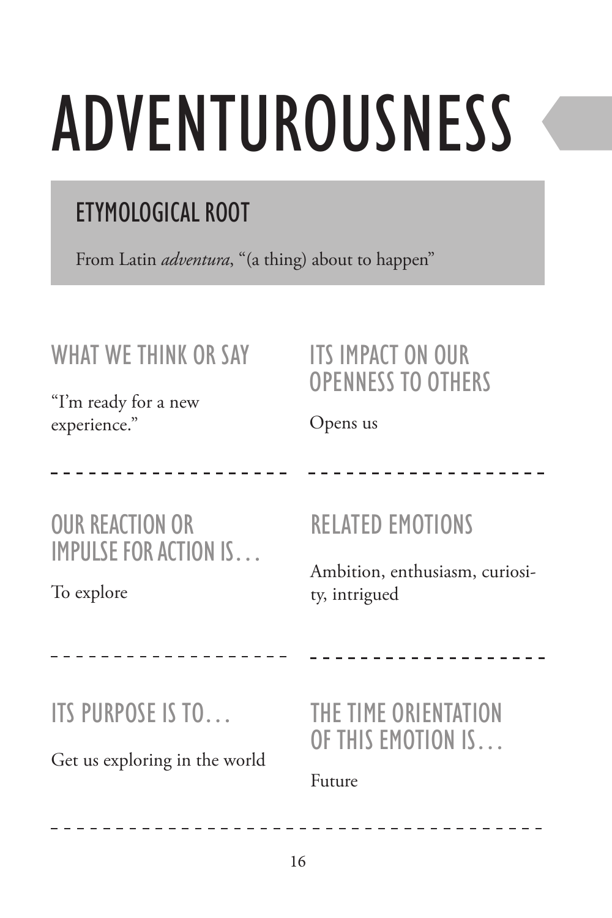# ADVENTUROUSNESS

## ETYMOLOGICAL ROOT

From Latin *adventura*, "(a thing) about to happen"

### WHAT WE THINK OR SAY

"I'm ready for a new experience."

### ITS IMPACT ON OUR OPENNESS TO OTHERS

Opens us

### OUR REACTION OR IMPULSE FOR ACTION IS…

To explore

### RELATED EMOTIONS

Ambition, enthusiasm, curiosity, intrigued

### ITS PURPOSE IS TO…

Get us exploring in the world

### THE TIME ORIENTATION OF THIS EMOTION IS…

Future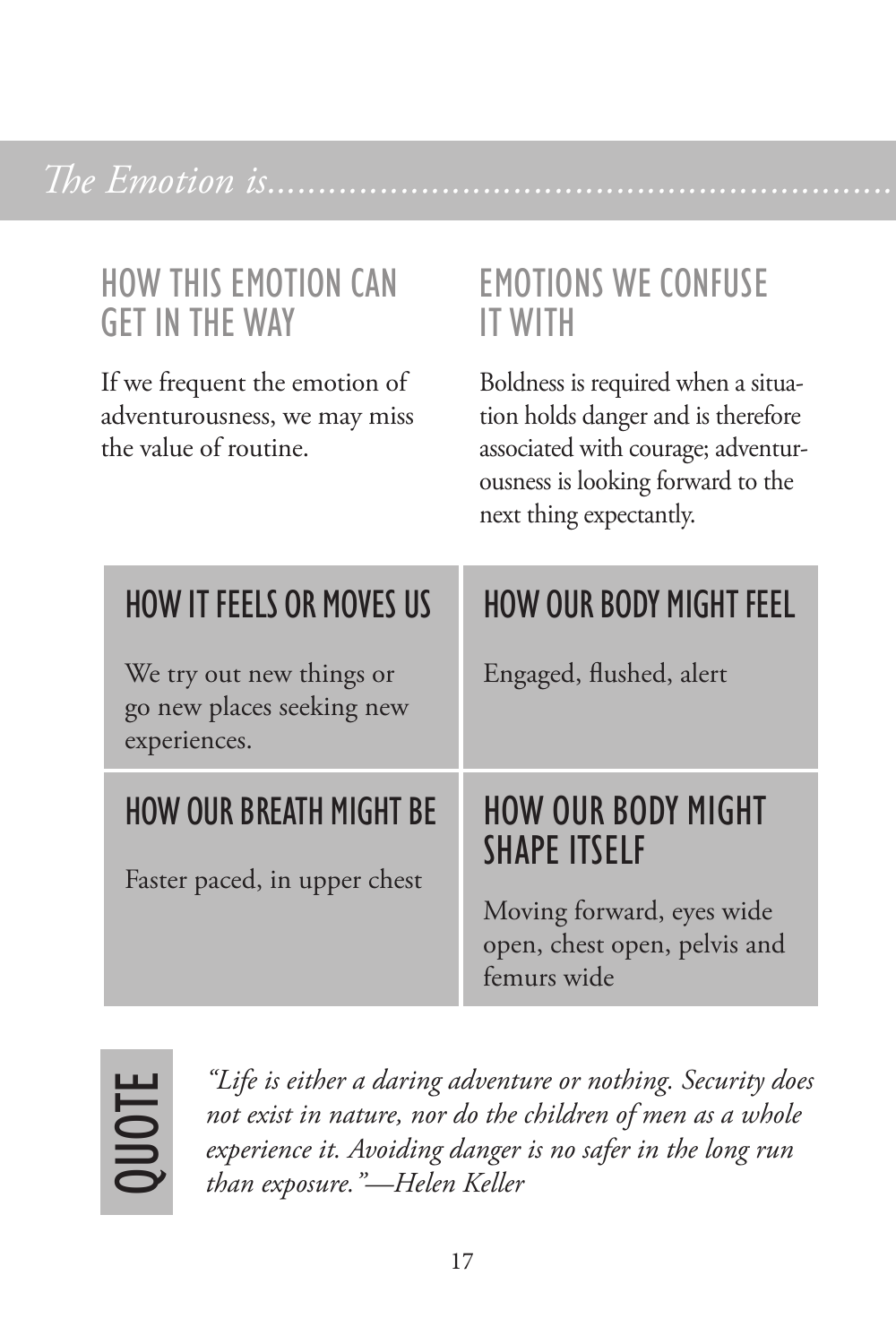*The Emotion is...........................................................*

## HOW THIS EMOTION CAN GET IN THE WAY

If we frequent the emotion of adventurousness, we may miss the value of routine.

## EMOTIONS WE CONFUSE IT WITH

Boldness is required when a situation holds danger and is therefore associated with courage; adventurousness is looking forward to the next thing expectantly.

## HOW IT FEELS OR MOVES US

We try out new things or go new places seeking new experiences.

## HOW OUR BODY MIGHT FEEL

Engaged, flushed, alert

## HOW OUR BREATH MIGHT BE

Faster paced, in upper chest

## HOW OUR BODY MIGHT SHAPE ITSELF

Moving forward, eyes wide open, chest open, pelvis and femurs wide

## QUOTE

*"Life is either a daring adventure or nothing. Security does not exist in nature, nor do the children of men as a whole experience it. Avoiding danger is no safer in the long run than exposure."—Helen Keller*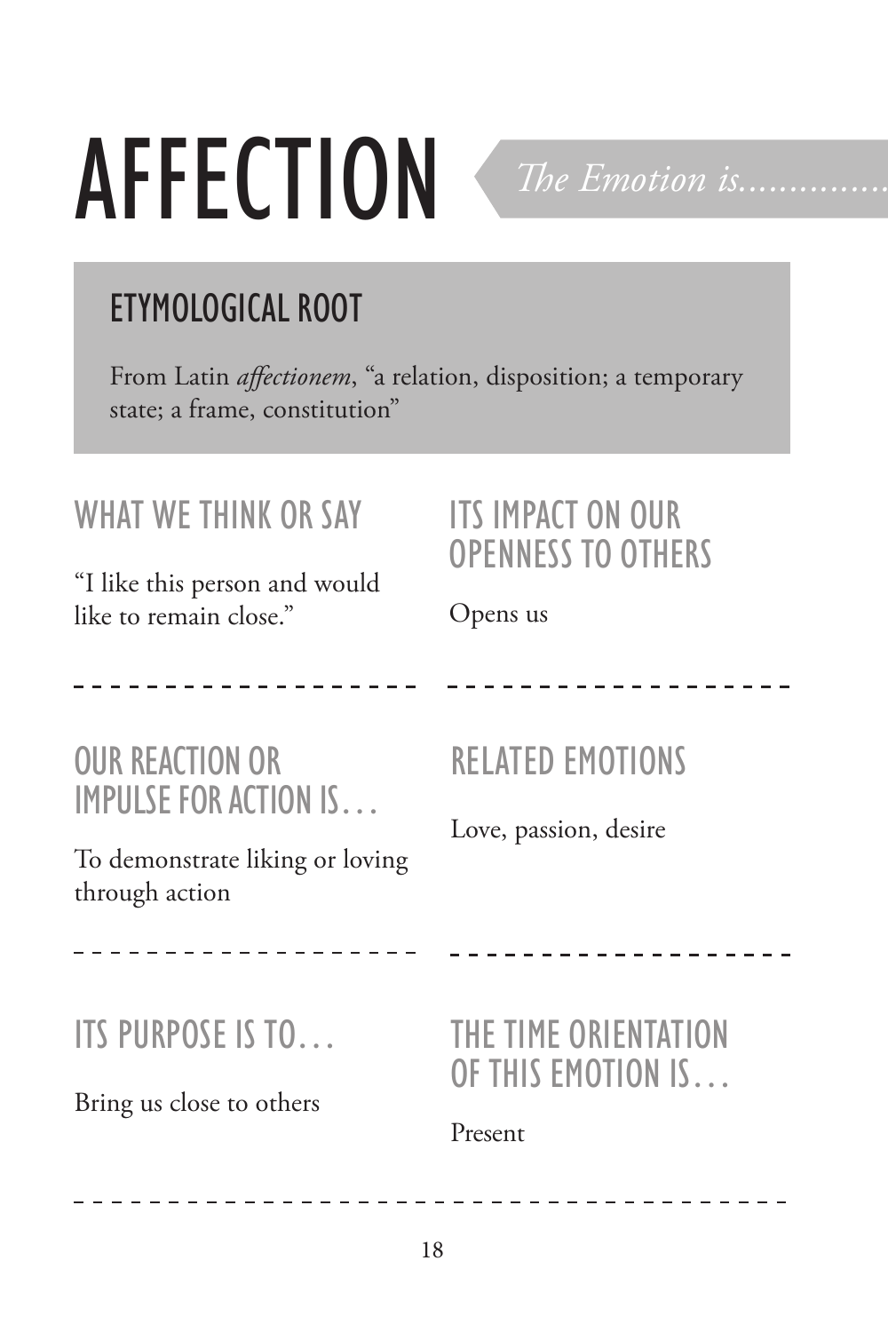# AFFECTION

*The Emotion is...............*

## ETYMOLOGICAL ROOT

From Latin *affectionem*, "a relation, disposition; a temporary state; a frame, constitution"

### WHAT WE THINK OR SAY

"I like this person and would like to remain close."

### ITS IMPACT ON OUR OPENNESS TO OTHERS

Opens us

### OUR REACTION OR IMPULSE FOR ACTION IS…

To demonstrate liking or loving through action

### RELATED EMOTIONS

Love, passion, desire

### ITS PURPOSE IS TO…

Bring us close to others

### THE TIME ORIENTATION OF THIS EMOTION IS…

Present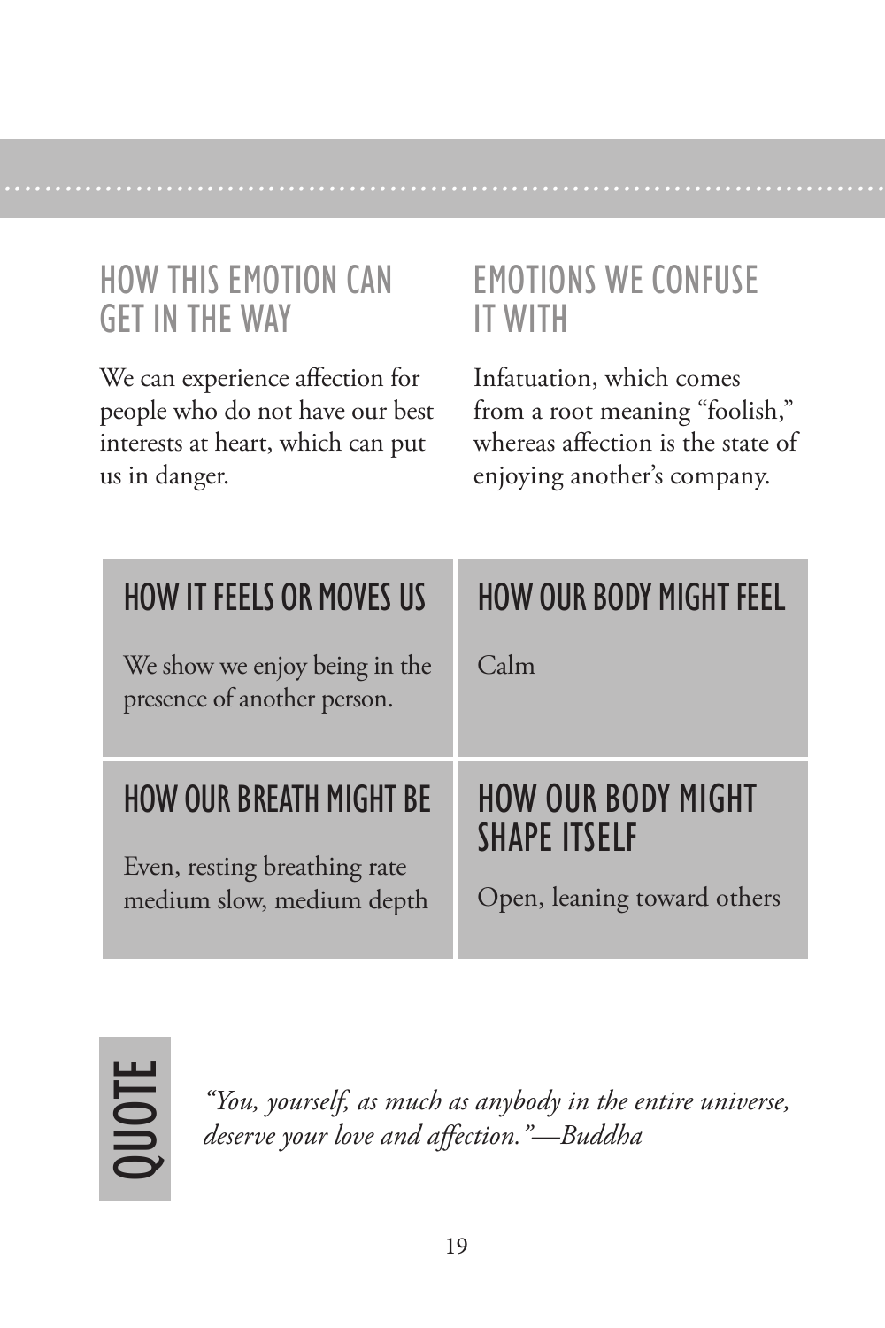## HOW THIS EMOTION CAN GET IN THE WAY

We can experience affection for people who do not have our best interests at heart, which can put us in danger.

## EMOTIONS WE CONFUSE IT WITH

Infatuation, which comes from a root meaning "foolish," whereas affection is the state of enjoying another's company.

### HOW IT FEELS OR MOVES US

We show we enjoy being in the presence of another person.

### HOW OUR BODY MIGHT FEEL

Calm

### HOW OUR BREATH MIGHT BE

Even, resting breathing rate medium slow, medium depth

### HOW OUR BODY MIGHT SHAPE ITSELF

Open, leaning toward others

## QUOTE

*"You, yourself, as much as anybody in the entire universe, deserve your love and affection."—Buddha*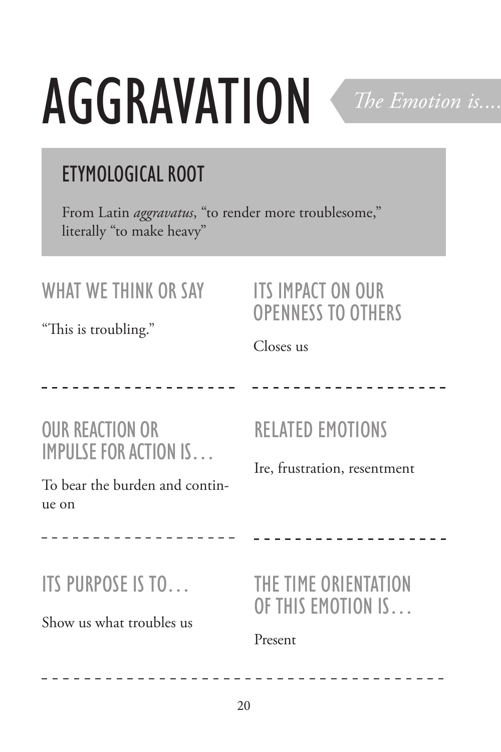# AGGRAVATION

*The Emotion is....*

## ETYMOLOGICAL ROOT

From Latin *aggravatus*, "to render more troublesome," literally "to make heavy"

## WHAT WE THINK OR SAY

"This is troubling."

## ITS IMPACT ON OUR OPENNESS TO OTHERS

Closes us

## OUR REACTION OR IMPULSE FOR ACTION IS…

To bear the burden and continue on

## RELATED EMOTIONS

Ire, frustration, resentment

## ITS PURPOSE IS TO…

Show us what troubles us

## THE TIME ORIENTATION OF THIS EMOTION IS…

Present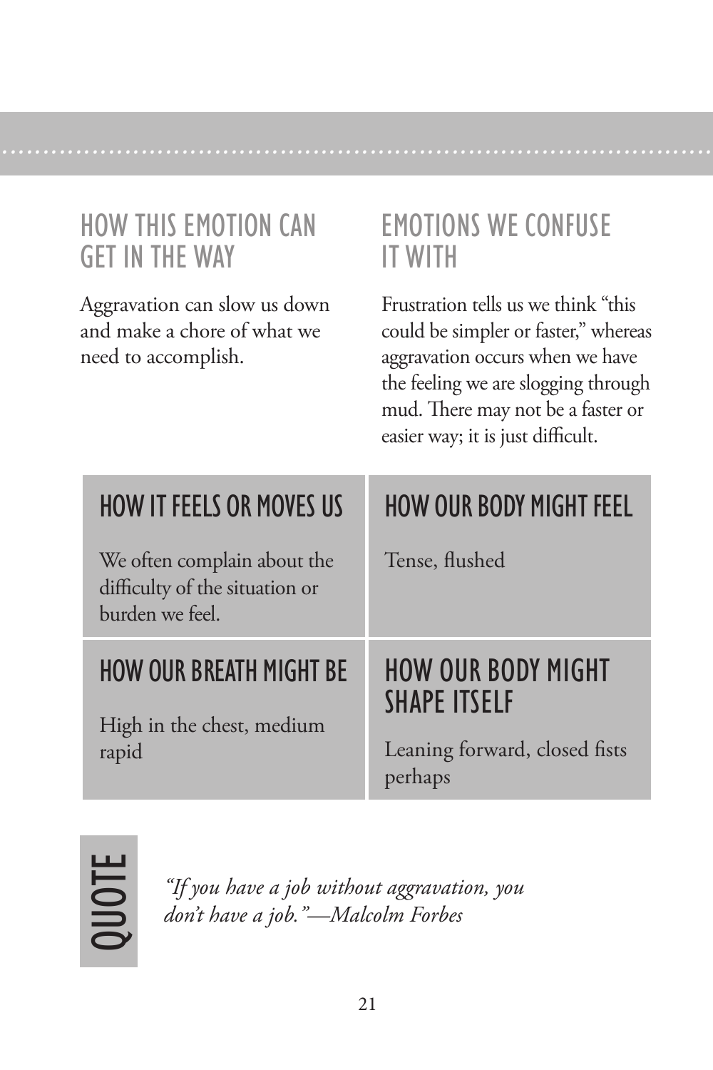## HOW THIS EMOTION CAN GET IN THE WAY

Aggravation can slow us down and make a chore of what we need to accomplish.

## EMOTIONS WE CONFUSE IT WITH

Frustration tells us we think "this could be simpler or faster," whereas aggravation occurs when we have the feeling we are slogging through mud. There may not be a faster or easier way; it is just difficult.

### HOW IT FEELS OR MOVES US

We often complain about the difficulty of the situation or burden we feel.

### HOW OUR BODY MIGHT FEEL

Tense, flushed

### HOW OUR BREATH MIGHT BE

High in the chest, medium rapid

### HOW OUR BODY MIGHT SHAPE ITSELF

Leaning forward, closed fists perhaps

### QUOTE

*"If you have a job without aggravation, you don't have a job."—Malcolm Forbes*